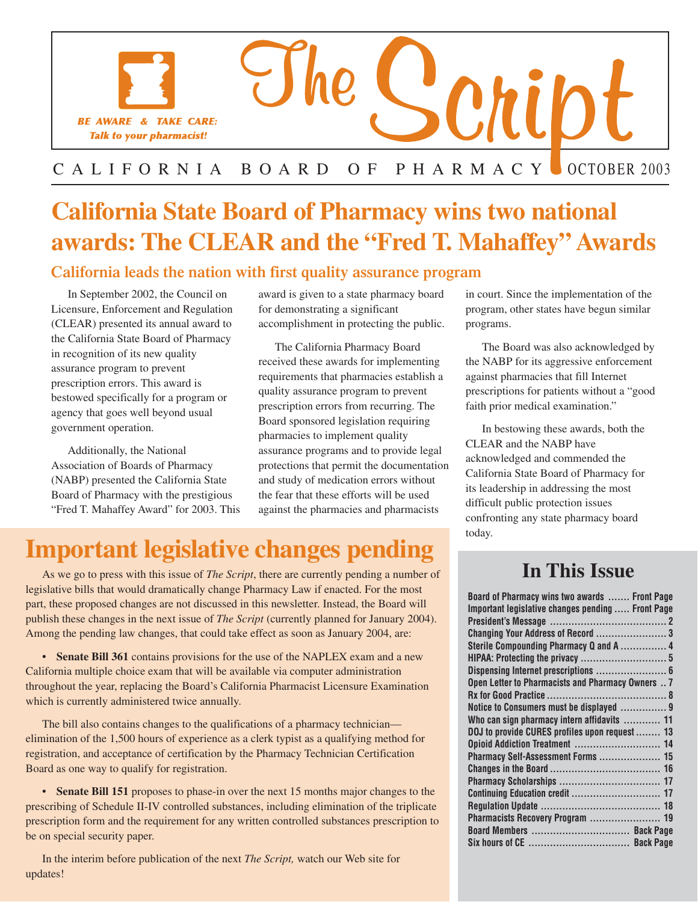BE AWARE & TAKE CARE: Talk to your pharmacist!

# The Script

CALIFORNIA BOARD OF PHARMACY OCTOBER 2003

# California State Board of Pharmacy wins two national awards: The CLEAR and the "Fred T. Mahaffey" Awards

## California leads the nation with first quality assurance program

In September 2002, the Council on Licensure, Enforcement and Regulation (CLEAR) presented its annual award to the California State Board of Pharmacy in recognition of its new quality assurance program to prevent prescription errors. This award is bestowed specifically for a program or agency that goes well beyond usual government operation.

Additionally, the National Association of Boards of Pharmacy (NABP) presented the California State Board of Pharmacy with the prestigious "Fred T. Mahaffey Award" for 2003. This award is given to a state pharmacy board for demonstrating a significant accomplishment in protecting the public.

The California Pharmacy Board received these awards for implementing requirements that pharmacies establish a quality assurance program to prevent prescription errors from recurring. The Board sponsored legislation requiring pharmacies to implement quality assurance programs and to provide legal protections that permit the documentation and study of medication errors without the fear that these efforts will be used against the pharmacies and pharmacists in court. Since the implementation of the program, other states have begun similar programs.

The Board was also acknowledged by the NABP for its aggressive enforcement against pharmacies that fill Internet prescriptions for patients without a "good faith prior medical examination."

In bestowing these awards, both the CLEAR and the NABP have acknowledged and commended the California State Board of Pharmacy for its leadership in addressing the most difficult public protection issues confronting any state pharmacy board today.

# Important legislative changes pending

As we go to press with this issue of *The Script*, there are currently pending a number of legislative bills that would dramatically change Pharmacy Law if enacted. For the most part, these proposed changes are not discussed in this newsletter. Instead, the Board will publish these changes in the next issue of *The Script* (currently planned for January 2004). Among the pending law changes, that could take effect as soon as January 2004, are:

- **Senate Bill 361** contains provisions for the use of the NAPLEX exam and a new California multiple choice exam that will be available via computer administration throughout the year, replacing the Board's California Pharmacist Licensure Examination which is currently administered twice annually.

The bill also contains changes to the qualifications of a pharmacy technician—elimination of the 1,500 hours of experience as a clerk typist as a qualifying method for registration, and acceptance of certification by the Pharmacy Technician Certification Board as one way to qualify for registration.

- **Senate Bill 151** proposes to phase-in over the next 15 months major changes to the prescribing of Schedule II-IV controlled substances, including elimination of the triplicate prescription form and the requirement for any written controlled substances prescription to be on special security paper.

In the interim before publication of the next *The Script,* watch our Web site for updates!

## In This Issue

| | |
|---|---|
| Board of Pharmacy wins two awards | Front Page |
| Important legislative changes pending | Front Page |
| President's Message | 2 |
| Changing Your Address of Record | 3 |
| Sterile Compounding Pharmacy Q and A | 4 |
| HIPAA: Protecting the privacy | 5 |
| Dispensing Internet prescriptions | 6 |
| Open Letter to Pharmacists and Pharmacy Owners | 7 |
| Rx for Good Practice | 8 |
| Notice to Consumers must be displayed | 9 |
| Who can sign pharmacy intern affidavits | 11 |
| DOJ to provide CURES profiles upon request | 13 |
| Opioid Addiction Treatment | 14 |
| Pharmacy Self-Assessment Forms | 15 |
| Changes in the Board | 16 |
| Pharmacy Scholarships | 17 |
| Continuing Education credit | 17 |
| Regulation Update | 18 |
| Pharmacists Recovery Program | 19 |
| Board Members | Back Page |
| Six hours of CE | Back Page |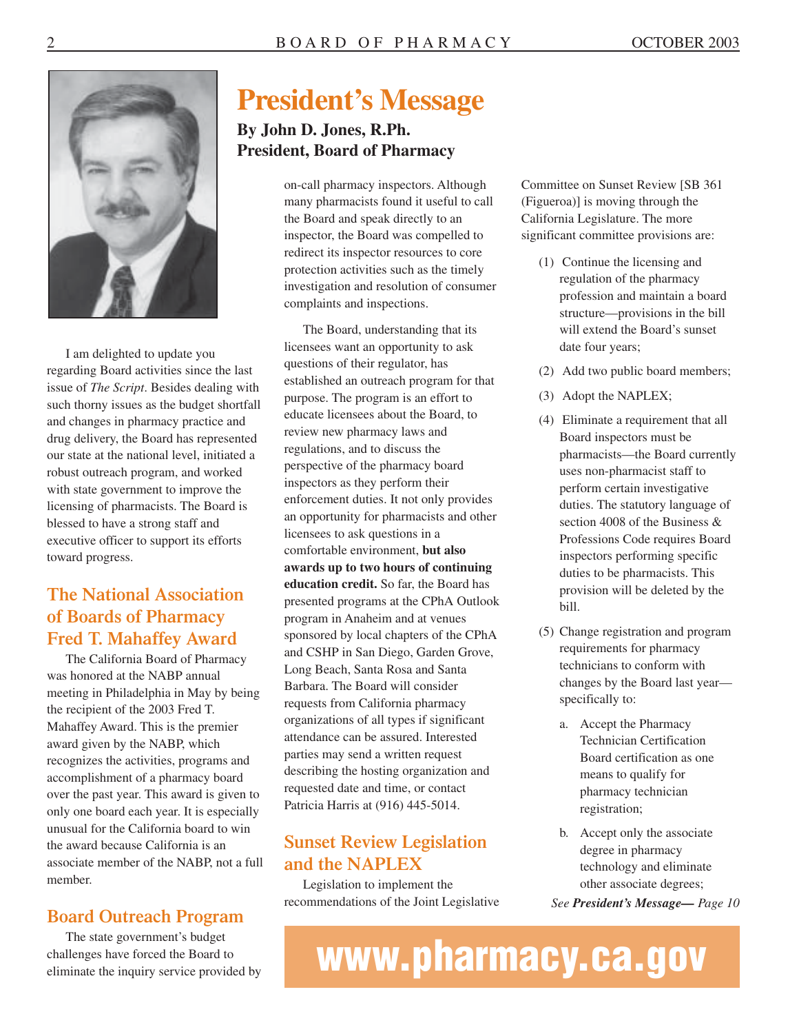# President's Message

**By John D. Jones, R.Ph.**
**President, Board of Pharmacy**

I am delighted to update you regarding Board activities since the last issue of *The Script*. Besides dealing with such thorny issues as the budget shortfall and changes in pharmacy practice and drug delivery, the Board has represented our state at the national level, initiated a robust outreach program, and worked with state government to improve the licensing of pharmacists. The Board is blessed to have a strong staff and executive officer to support its efforts toward progress.

## The National Association of Boards of Pharmacy Fred T. Mahaffey Award

The California Board of Pharmacy was honored at the NABP annual meeting in Philadelphia in May by being the recipient of the 2003 Fred T. Mahaffey Award. This is the premier award given by the NABP, which recognizes the activities, programs and accomplishment of a pharmacy board over the past year. This award is given to only one board each year. It is especially unusual for the California board to win the award because California is an associate member of the NABP, not a full member.

## Board Outreach Program

The state government's budget challenges have forced the Board to eliminate the inquiry service provided by on-call pharmacy inspectors. Although many pharmacists found it useful to call the Board and speak directly to an inspector, the Board was compelled to redirect its inspector resources to core protection activities such as the timely investigation and resolution of consumer complaints and inspections.

The Board, understanding that its licensees want an opportunity to ask questions of their regulator, has established an outreach program for that purpose. The program is an effort to educate licensees about the Board, to review new pharmacy laws and regulations, and to discuss the perspective of the pharmacy board inspectors as they perform their enforcement duties. It not only provides an opportunity for pharmacists and other licensees to ask questions in a comfortable environment, **but also awards up to two hours of continuing education credit.** So far, the Board has presented programs at the CPhA Outlook program in Anaheim and at venues sponsored by local chapters of the CPhA and CSHP in San Diego, Garden Grove, Long Beach, Santa Rosa and Santa Barbara. The Board will consider requests from California pharmacy organizations of all types if significant attendance can be assured. Interested parties may send a written request describing the hosting organization and requested date and time, or contact Patricia Harris at (916) 445-5014.

## Sunset Review Legislation and the NAPLEX

Legislation to implement the recommendations of the Joint Legislative Committee on Sunset Review [SB 361 (Figueroa)] is moving through the California Legislature. The more significant committee provisions are:

(1) Continue the licensing and regulation of the pharmacy profession and maintain a board structure—provisions in the bill will extend the Board's sunset date four years;

(2) Add two public board members;

(3) Adopt the NAPLEX;

(4) Eliminate a requirement that all Board inspectors must be pharmacists—the Board currently uses non-pharmacist staff to perform certain investigative duties. The statutory language of section 4008 of the Business & Professions Code requires Board inspectors performing specific duties to be pharmacists. This provision will be deleted by the bill.

(5) Change registration and program requirements for pharmacy technicians to conform with changes by the Board last year—specifically to:

   a. Accept the Pharmacy Technician Certification Board certification as one means to qualify for pharmacy technician registration;

   b. Accept only the associate degree in pharmacy technology and eliminate other associate degrees;

*See **President's Message—** Page 10*

**www.pharmacy.ca.gov**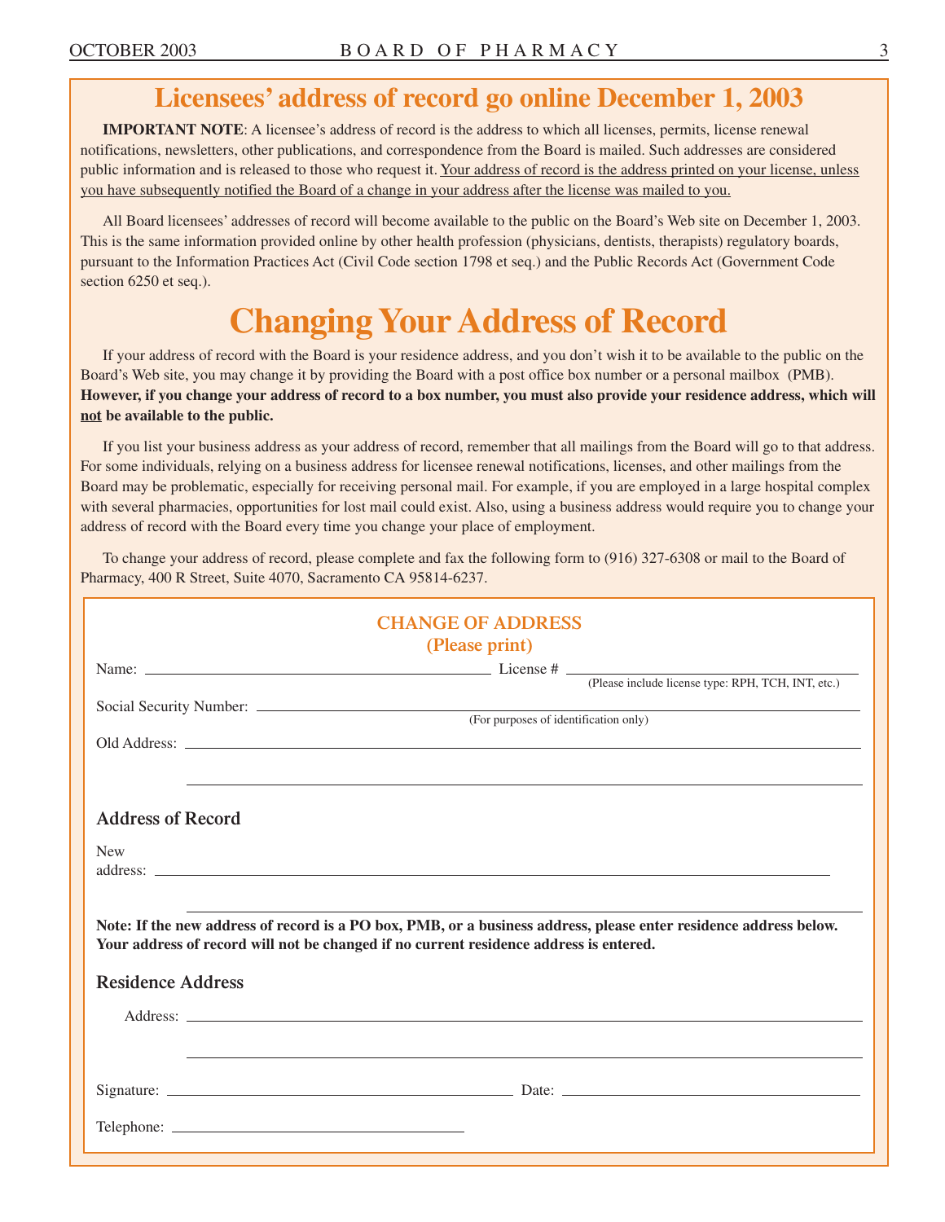## Licensees' address of record go online December 1, 2003

**IMPORTANT NOTE**: A licensee's address of record is the address to which all licenses, permits, license renewal notifications, newsletters, other publications, and correspondence from the Board is mailed. Such addresses are considered public information and is released to those who request it. Your address of record is the address printed on your license, unless you have subsequently notified the Board of a change in your address after the license was mailed to you.

All Board licensees' addresses of record will become available to the public on the Board's Web site on December 1, 2003. This is the same information provided online by other health profession (physicians, dentists, therapists) regulatory boards, pursuant to the Information Practices Act (Civil Code section 1798 et seq.) and the Public Records Act (Government Code section 6250 et seq.).

# Changing Your Address of Record

If your address of record with the Board is your residence address, and you don't wish it to be available to the public on the Board's Web site, you may change it by providing the Board with a post office box number or a personal mailbox (PMB). **However, if you change your address of record to a box number, you must also provide your residence address, which will not be available to the public.**

If you list your business address as your address of record, remember that all mailings from the Board will go to that address. For some individuals, relying on a business address for licensee renewal notifications, licenses, and other mailings from the Board may be problematic, especially for receiving personal mail. For example, if you are employed in a large hospital complex with several pharmacies, opportunities for lost mail could exist. Also, using a business address would require you to change your address of record with the Board every time you change your place of employment.

To change your address of record, please complete and fax the following form to (916) 327-6308 or mail to the Board of Pharmacy, 400 R Street, Suite 4070, Sacramento CA 95814-6237.

### CHANGE OF ADDRESS
**(Please print)**

Name: ______________________ License # ______________________
(Please include license type: RPH, TCH, INT, etc.)

Social Security Number: ______________________
(For purposes of identification only)

Old Address: ______________________

______________________

### Address of Record

New address: ______________________

______________________

**Note: If the new address of record is a PO box, PMB, or a business address, please enter residence address below. Your address of record will not be changed if no current residence address is entered.**

### Residence Address

Address: ______________________

______________________

Signature: ______________________ Date: ______________________

Telephone: ______________________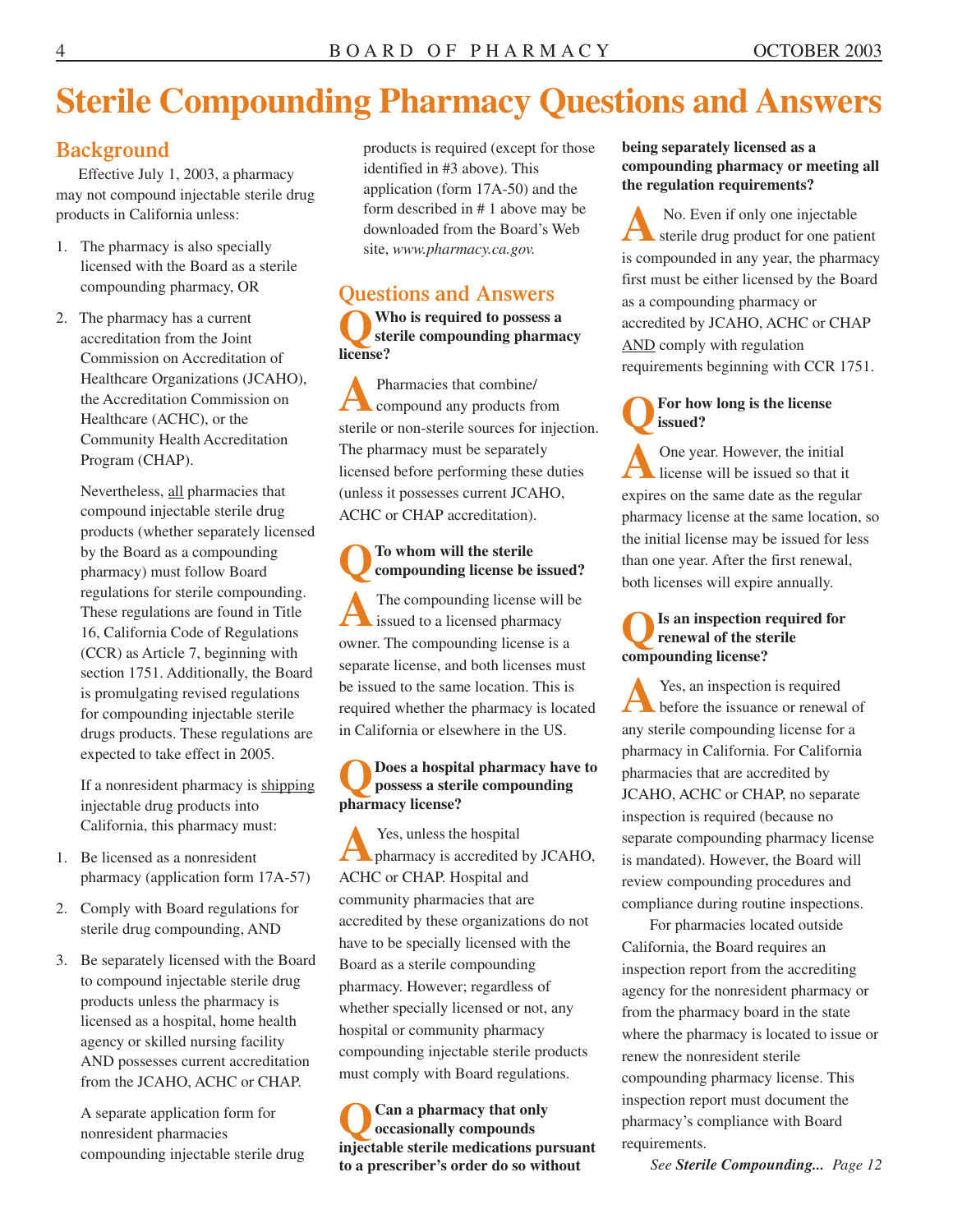# Sterile Compounding Pharmacy Questions and Answers

## Background

Effective July 1, 2003, a pharmacy may not compound injectable sterile drug products in California unless:

1. The pharmacy is also specially licensed with the Board as a sterile compounding pharmacy, OR
2. The pharmacy has a current accreditation from the Joint Commission on Accreditation of Healthcare Organizations (JCAHO), the Accreditation Commission on Healthcare (ACHC), or the Community Health Accreditation Program (CHAP).

   Nevertheless, all pharmacies that compound injectable sterile drug products (whether separately licensed by the Board as a compounding pharmacy) must follow Board regulations for sterile compounding. These regulations are found in Title 16, California Code of Regulations (CCR) as Article 7, beginning with section 1751. Additionally, the Board is promulgating revised regulations for compounding injectable sterile drugs products. These regulations are expected to take effect in 2005.

   If a nonresident pharmacy is shipping injectable drug products into California, this pharmacy must:

1. Be licensed as a nonresident pharmacy (application form 17A-57)
2. Comply with Board regulations for sterile drug compounding, AND
3. Be separately licensed with the Board to compound injectable sterile drug products unless the pharmacy is licensed as a hospital, home health agency or skilled nursing facility AND possesses current accreditation from the JCAHO, ACHC or CHAP.

   A separate application form for nonresident pharmacies compounding injectable sterile drug products is required (except for those identified in #3 above). This application (form 17A-50) and the form described in # 1 above may be downloaded from the Board's Web site, *www.pharmacy.ca.gov.*

## Questions and Answers

**Q Who is required to possess a sterile compounding pharmacy license?**

**A** Pharmacies that combine/compound any products from sterile or non-sterile sources for injection. The pharmacy must be separately licensed before performing these duties (unless it possesses current JCAHO, ACHC or CHAP accreditation).

**Q To whom will the sterile compounding license be issued?**

**A** The compounding license will be issued to a licensed pharmacy owner. The compounding license is a separate license, and both licenses must be issued to the same location. This is required whether the pharmacy is located in California or elsewhere in the US.

**Q Does a hospital pharmacy have to possess a sterile compounding pharmacy license?**

**A** Yes, unless the hospital pharmacy is accredited by JCAHO, ACHC or CHAP. Hospital and community pharmacies that are accredited by these organizations do not have to be specially licensed with the Board as a sterile compounding pharmacy. However; regardless of whether specially licensed or not, any hospital or community pharmacy compounding injectable sterile products must comply with Board regulations.

**Q Can a pharmacy that only occasionally compounds injectable sterile medications pursuant to a prescriber's order do so without being separately licensed as a compounding pharmacy or meeting all the regulation requirements?**

**A** No. Even if only one injectable sterile drug product for one patient is compounded in any year, the pharmacy first must be either licensed by the Board as a compounding pharmacy or accredited by JCAHO, ACHC or CHAP AND comply with regulation requirements beginning with CCR 1751.

**Q For how long is the license issued?**

**A** One year. However, the initial license will be issued so that it expires on the same date as the regular pharmacy license at the same location, so the initial license may be issued for less than one year. After the first renewal, both licenses will expire annually.

**Q Is an inspection required for renewal of the sterile compounding license?**

**A** Yes, an inspection is required before the issuance or renewal of any sterile compounding license for a pharmacy in California. For California pharmacies that are accredited by JCAHO, ACHC or CHAP, no separate inspection is required (because no separate compounding pharmacy license is mandated). However, the Board will review compounding procedures and compliance during routine inspections.

For pharmacies located outside California, the Board requires an inspection report from the accrediting agency for the nonresident pharmacy or from the pharmacy board in the state where the pharmacy is located to issue or renew the nonresident sterile compounding pharmacy license. This inspection report must document the pharmacy's compliance with Board requirements.

*See **Sterile Compounding...** Page 12*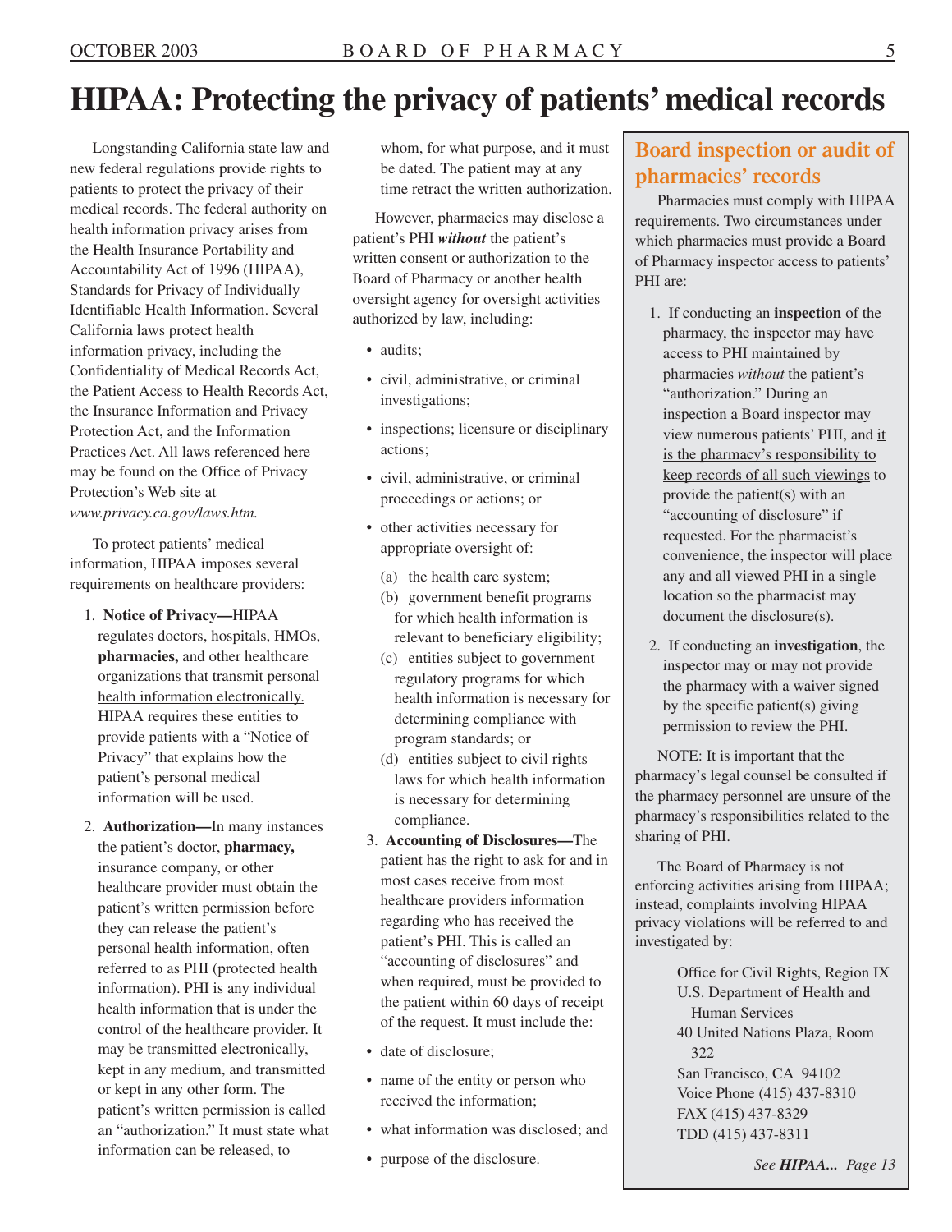# HIPAA: Protecting the privacy of patients' medical records

Longstanding California state law and new federal regulations provide rights to patients to protect the privacy of their medical records. The federal authority on health information privacy arises from the Health Insurance Portability and Accountability Act of 1996 (HIPAA), Standards for Privacy of Individually Identifiable Health Information. Several California laws protect health information privacy, including the Confidentiality of Medical Records Act, the Patient Access to Health Records Act, the Insurance Information and Privacy Protection Act, and the Information Practices Act. All laws referenced here may be found on the Office of Privacy Protection's Web site at *www.privacy.ca.gov/laws.htm.*

To protect patients' medical information, HIPAA imposes several requirements on healthcare providers:

1. **Notice of Privacy—**HIPAA regulates doctors, hospitals, HMOs, **pharmacies,** and other healthcare organizations <u>that transmit personal health information electronically.</u> HIPAA requires these entities to provide patients with a "Notice of Privacy" that explains how the patient's personal medical information will be used.

2. **Authorization—**In many instances the patient's doctor, **pharmacy,** insurance company, or other healthcare provider must obtain the patient's written permission before they can release the patient's personal health information, often referred to as PHI (protected health information). PHI is any individual health information that is under the control of the healthcare provider. It may be transmitted electronically, kept in any medium, and transmitted or kept in any other form. The patient's written permission is called an "authorization." It must state what information can be released, to whom, for what purpose, and it must be dated. The patient may at any time retract the written authorization.

   However, pharmacies may disclose a patient's PHI ***without*** the patient's written consent or authorization to the Board of Pharmacy or another health oversight agency for oversight activities authorized by law, including:

   - audits;
   - civil, administrative, or criminal investigations;
   - inspections; licensure or disciplinary actions;
   - civil, administrative, or criminal proceedings or actions; or
   - other activities necessary for appropriate oversight of:
     - (a) the health care system;
     - (b) government benefit programs for which health information is relevant to beneficiary eligibility;
     - (c) entities subject to government regulatory programs for which health information is necessary for determining compliance with program standards; or
     - (d) entities subject to civil rights laws for which health information is necessary for determining compliance.

3. **Accounting of Disclosures—**The patient has the right to ask for and in most cases receive from most healthcare providers information regarding who has received the patient's PHI. This is called an "accounting of disclosures" and when required, must be provided to the patient within 60 days of receipt of the request. It must include the:

   - date of disclosure;
   - name of the entity or person who received the information;
   - what information was disclosed; and
   - purpose of the disclosure.

## Board inspection or audit of pharmacies' records

Pharmacies must comply with HIPAA requirements. Two circumstances under which pharmacies must provide a Board of Pharmacy inspector access to patients' PHI are:

1. If conducting an **inspection** of the pharmacy, the inspector may have access to PHI maintained by pharmacies *without* the patient's "authorization." During an inspection a Board inspector may view numerous patients' PHI, and <u>it is the pharmacy's responsibility to keep records of all such viewings</u> to provide the patient(s) with an "accounting of disclosure" if requested. For the pharmacist's convenience, the inspector will place any and all viewed PHI in a single location so the pharmacist may document the disclosure(s).

2. If conducting an **investigation**, the inspector may or may not provide the pharmacy with a waiver signed by the specific patient(s) giving permission to review the PHI.

NOTE: It is important that the pharmacy's legal counsel be consulted if the pharmacy personnel are unsure of the pharmacy's responsibilities related to the sharing of PHI.

The Board of Pharmacy is not enforcing activities arising from HIPAA; instead, complaints involving HIPAA privacy violations will be referred to and investigated by:

Office for Civil Rights, Region IX
U.S. Department of Health and Human Services
40 United Nations Plaza, Room 322
San Francisco, CA 94102
Voice Phone (415) 437-8310
FAX (415) 437-8329
TDD (415) 437-8311

*See **HIPAA...** Page 13*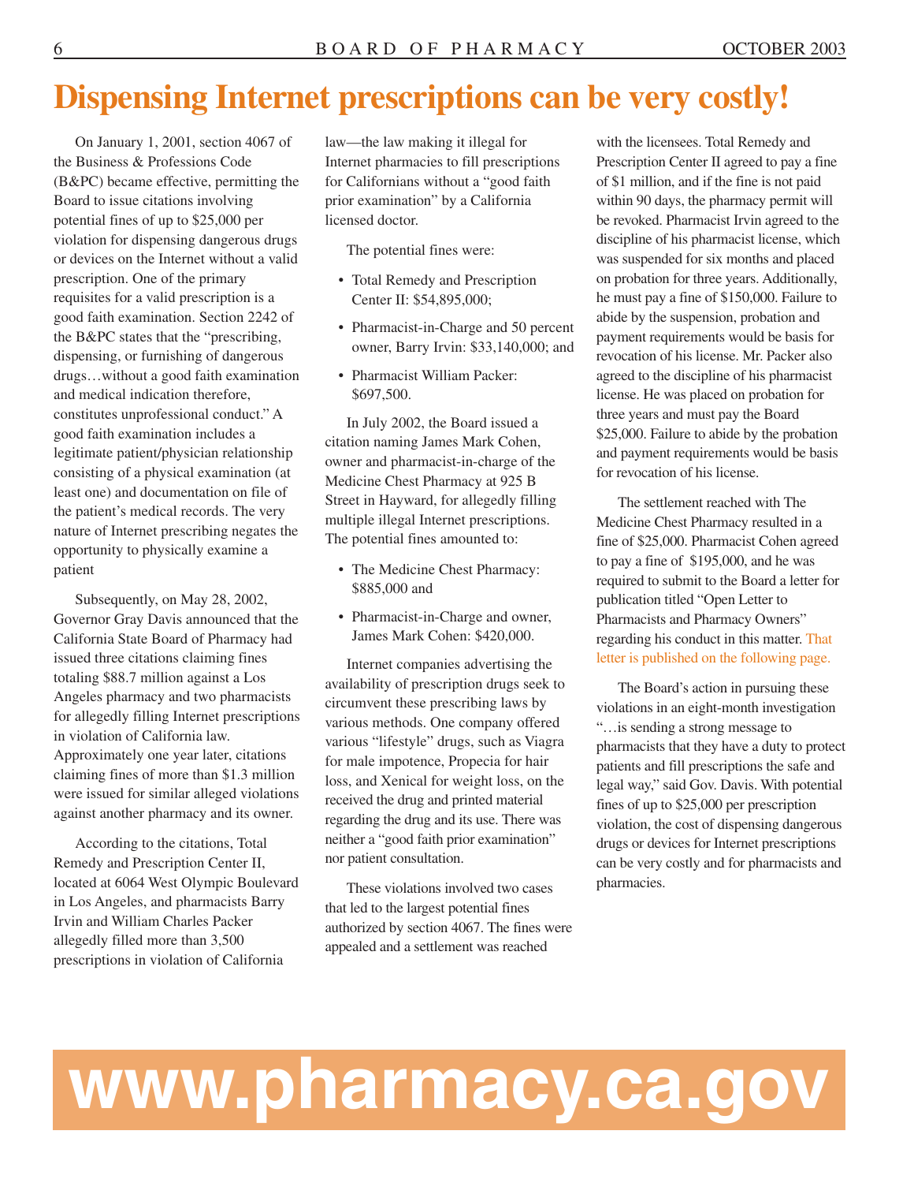# Dispensing Internet prescriptions can be very costly!

On January 1, 2001, section 4067 of the Business & Professions Code (B&PC) became effective, permitting the Board to issue citations involving potential fines of up to $25,000 per violation for dispensing dangerous drugs or devices on the Internet without a valid prescription. One of the primary requisites for a valid prescription is a good faith examination. Section 2242 of the B&PC states that the "prescribing, dispensing, or furnishing of dangerous drugs…without a good faith examination and medical indication therefore, constitutes unprofessional conduct." A good faith examination includes a legitimate patient/physician relationship consisting of a physical examination (at least one) and documentation on file of the patient's medical records. The very nature of Internet prescribing negates the opportunity to physically examine a patient

Subsequently, on May 28, 2002, Governor Gray Davis announced that the California State Board of Pharmacy had issued three citations claiming fines totaling $88.7 million against a Los Angeles pharmacy and two pharmacists for allegedly filling Internet prescriptions in violation of California law. Approximately one year later, citations claiming fines of more than $1.3 million were issued for similar alleged violations against another pharmacy and its owner.

According to the citations, Total Remedy and Prescription Center II, located at 6064 West Olympic Boulevard in Los Angeles, and pharmacists Barry Irvin and William Charles Packer allegedly filled more than 3,500 prescriptions in violation of California law—the law making it illegal for Internet pharmacies to fill prescriptions for Californians without a "good faith prior examination" by a California licensed doctor.

The potential fines were:

- Total Remedy and Prescription Center II: $54,895,000;
- Pharmacist-in-Charge and 50 percent owner, Barry Irvin: $33,140,000; and
- Pharmacist William Packer: $697,500.

In July 2002, the Board issued a citation naming James Mark Cohen, owner and pharmacist-in-charge of the Medicine Chest Pharmacy at 925 B Street in Hayward, for allegedly filling multiple illegal Internet prescriptions. The potential fines amounted to:

- The Medicine Chest Pharmacy: $885,000 and
- Pharmacist-in-Charge and owner, James Mark Cohen: $420,000.

Internet companies advertising the availability of prescription drugs seek to circumvent these prescribing laws by various methods. One company offered various "lifestyle" drugs, such as Viagra for male impotence, Propecia for hair loss, and Xenical for weight loss, on the received the drug and printed material regarding the drug and its use. There was neither a "good faith prior examination" nor patient consultation.

These violations involved two cases that led to the largest potential fines authorized by section 4067. The fines were appealed and a settlement was reached with the licensees. Total Remedy and Prescription Center II agreed to pay a fine of $1 million, and if the fine is not paid within 90 days, the pharmacy permit will be revoked. Pharmacist Irvin agreed to the discipline of his pharmacist license, which was suspended for six months and placed on probation for three years. Additionally, he must pay a fine of $150,000. Failure to abide by the suspension, probation and payment requirements would be basis for revocation of his license. Mr. Packer also agreed to the discipline of his pharmacist license. He was placed on probation for three years and must pay the Board $25,000. Failure to abide by the probation and payment requirements would be basis for revocation of his license.

The settlement reached with The Medicine Chest Pharmacy resulted in a fine of $25,000. Pharmacist Cohen agreed to pay a fine of $195,000, and he was required to submit to the Board a letter for publication titled "Open Letter to Pharmacists and Pharmacy Owners" regarding his conduct in this matter. That letter is published on the following page.

The Board's action in pursuing these violations in an eight-month investigation "…is sending a strong message to pharmacists that they have a duty to protect patients and fill prescriptions the safe and legal way," said Gov. Davis. With potential fines of up to $25,000 per prescription violation, the cost of dispensing dangerous drugs or devices for Internet prescriptions can be very costly and for pharmacists and pharmacies.

**www.pharmacy.ca.gov**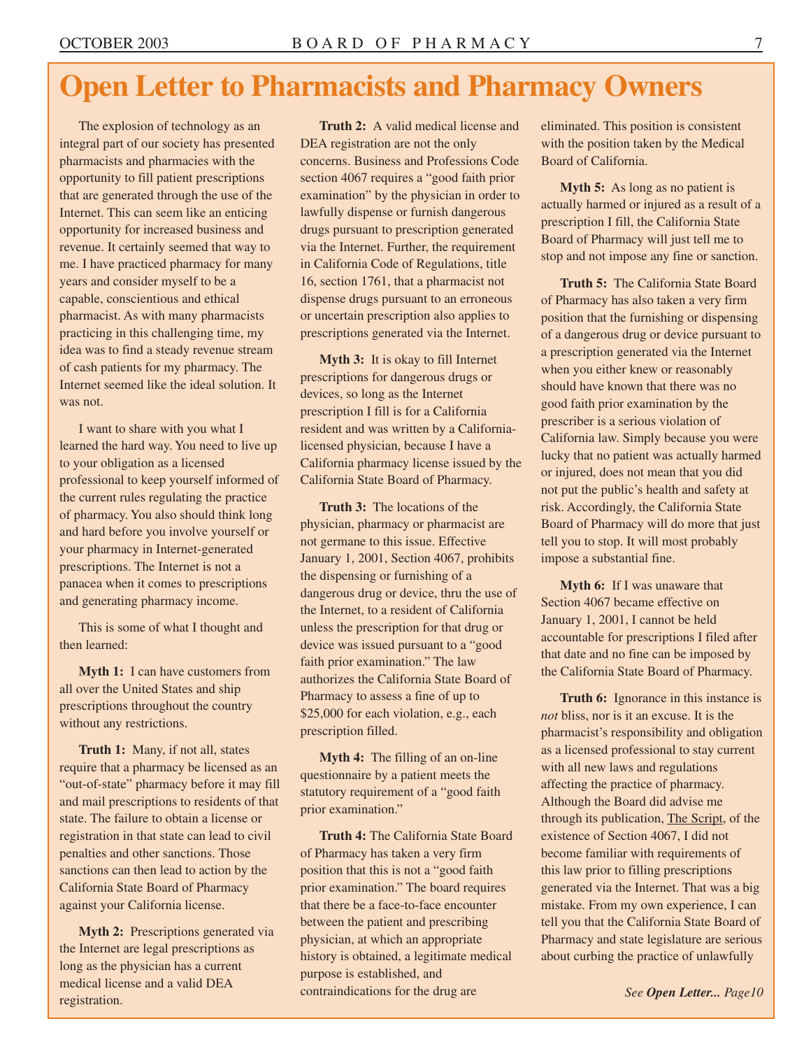# Open Letter to Pharmacists and Pharmacy Owners

The explosion of technology as an integral part of our society has presented pharmacists and pharmacies with the opportunity to fill patient prescriptions that are generated through the use of the Internet. This can seem like an enticing opportunity for increased business and revenue. It certainly seemed that way to me. I have practiced pharmacy for many years and consider myself to be a capable, conscientious and ethical pharmacist. As with many pharmacists practicing in this challenging time, my idea was to find a steady revenue stream of cash patients for my pharmacy. The Internet seemed like the ideal solution. It was not.

I want to share with you what I learned the hard way. You need to live up to your obligation as a licensed professional to keep yourself informed of the current rules regulating the practice of pharmacy. You also should think long and hard before you involve yourself or your pharmacy in Internet-generated prescriptions. The Internet is not a panacea when it comes to prescriptions and generating pharmacy income.

This is some of what I thought and then learned:

**Myth 1:** I can have customers from all over the United States and ship prescriptions throughout the country without any restrictions.

**Truth 1:** Many, if not all, states require that a pharmacy be licensed as an "out-of-state" pharmacy before it may fill and mail prescriptions to residents of that state. The failure to obtain a license or registration in that state can lead to civil penalties and other sanctions. Those sanctions can then lead to action by the California State Board of Pharmacy against your California license.

**Myth 2:** Prescriptions generated via the Internet are legal prescriptions as long as the physician has a current medical license and a valid DEA registration.

**Truth 2:** A valid medical license and DEA registration are not the only concerns. Business and Professions Code section 4067 requires a "good faith prior examination" by the physician in order to lawfully dispense or furnish dangerous drugs pursuant to prescription generated via the Internet. Further, the requirement in California Code of Regulations, title 16, section 1761, that a pharmacist not dispense drugs pursuant to an erroneous or uncertain prescription also applies to prescriptions generated via the Internet.

**Myth 3:** It is okay to fill Internet prescriptions for dangerous drugs or devices, so long as the Internet prescription I fill is for a California resident and was written by a California-licensed physician, because I have a California pharmacy license issued by the California State Board of Pharmacy.

**Truth 3:** The locations of the physician, pharmacy or pharmacist are not germane to this issue. Effective January 1, 2001, Section 4067, prohibits the dispensing or furnishing of a dangerous drug or device, thru the use of the Internet, to a resident of California unless the prescription for that drug or device was issued pursuant to a "good faith prior examination." The law authorizes the California State Board of Pharmacy to assess a fine of up to $25,000 for each violation, e.g., each prescription filled.

**Myth 4:** The filling of an on-line questionnaire by a patient meets the statutory requirement of a "good faith prior examination."

**Truth 4:** The California State Board of Pharmacy has taken a very firm position that this is not a "good faith prior examination." The board requires that there be a face-to-face encounter between the patient and prescribing physician, at which an appropriate history is obtained, a legitimate medical purpose is established, and contraindications for the drug are eliminated. This position is consistent with the position taken by the Medical Board of California.

**Myth 5:** As long as no patient is actually harmed or injured as a result of a prescription I fill, the California State Board of Pharmacy will just tell me to stop and not impose any fine or sanction.

**Truth 5:** The California State Board of Pharmacy has also taken a very firm position that the furnishing or dispensing of a dangerous drug or device pursuant to a prescription generated via the Internet when you either knew or reasonably should have known that there was no good faith prior examination by the prescriber is a serious violation of California law. Simply because you were lucky that no patient was actually harmed or injured, does not mean that you did not put the public's health and safety at risk. Accordingly, the California State Board of Pharmacy will do more that just tell you to stop. It will most probably impose a substantial fine.

**Myth 6:** If I was unaware that Section 4067 became effective on January 1, 2001, I cannot be held accountable for prescriptions I filed after that date and no fine can be imposed by the California State Board of Pharmacy.

**Truth 6:** Ignorance in this instance is *not* bliss, nor is it an excuse. It is the pharmacist's responsibility and obligation as a licensed professional to stay current with all new laws and regulations affecting the practice of pharmacy. Although the Board did advise me through its publication, The Script, of the existence of Section 4067, I did not become familiar with requirements of this law prior to filling prescriptions generated via the Internet. That was a big mistake. From my own experience, I can tell you that the California State Board of Pharmacy and state legislature are serious about curbing the practice of unlawfully

*See **Open Letter...** Page10*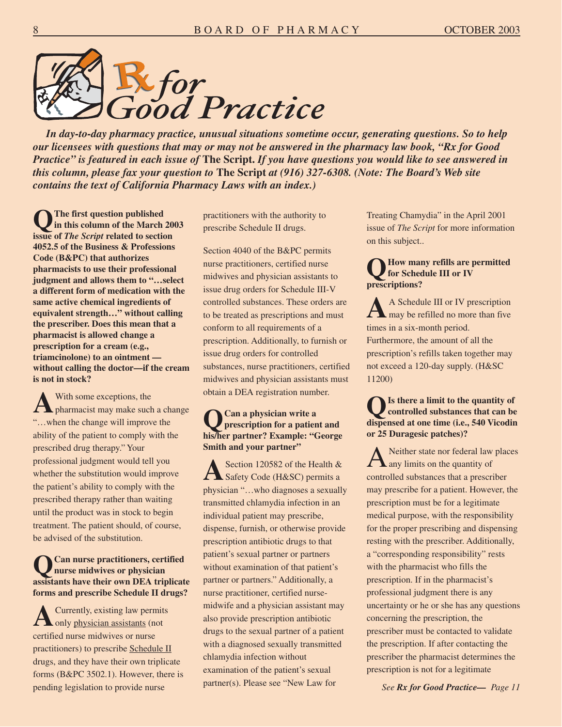# Rx for Good Practice

***In day-to-day pharmacy practice, unusual situations sometime occur, generating questions. So to help our licensees with questions that may or may not be answered in the pharmacy law book, "Rx for Good Practice" is featured in each issue of*** **The Script.** ***If you have questions you would like to see answered in this column, please fax your question to*** **The Script** ***at (916) 327-6308. (Note: The Board's Web site contains the text of California Pharmacy Laws with an index.)***

**Q The first question published in this column of the March 2003 issue of *The Script* related to section 4052.5 of the Business & Professions Code (B&PC) that authorizes pharmacists to use their professional judgment and allows them to "…select a different form of medication with the same active chemical ingredients of equivalent strength…" without calling the prescriber. Does this mean that a pharmacist is allowed change a prescription for a cream (e.g., triamcinolone) to an ointment — without calling the doctor—if the cream is not in stock?**

**A** With some exceptions, the pharmacist may make such a change "…when the change will improve the ability of the patient to comply with the prescribed drug therapy." Your professional judgment would tell you whether the substitution would improve the patient's ability to comply with the prescribed therapy rather than waiting until the product was in stock to begin treatment. The patient should, of course, be advised of the substitution.

**Q Can nurse practitioners, certified nurse midwives or physician assistants have their own DEA triplicate forms and prescribe Schedule II drugs?**

**A** Currently, existing law permits only physician assistants (not certified nurse midwives or nurse practitioners) to prescribe Schedule II drugs, and they have their own triplicate forms (B&PC 3502.1). However, there is pending legislation to provide nurse practitioners with the authority to prescribe Schedule II drugs.

Section 4040 of the B&PC permits nurse practitioners, certified nurse midwives and physician assistants to issue drug orders for Schedule III-V controlled substances. These orders are to be treated as prescriptions and must conform to all requirements of a prescription. Additionally, to furnish or issue drug orders for controlled substances, nurse practitioners, certified midwives and physician assistants must obtain a DEA registration number.

**Q Can a physician write a prescription for a patient and his/her partner? Example: "George Smith and your partner"**

**A** Section 120582 of the Health & Safety Code (H&SC) permits a physician "…who diagnoses a sexually transmitted chlamydia infection in an individual patient may prescribe, dispense, furnish, or otherwise provide prescription antibiotic drugs to that patient's sexual partner or partners without examination of that patient's partner or partners." Additionally, a nurse practitioner, certified nurse-midwife and a physician assistant may also provide prescription antibiotic drugs to the sexual partner of a patient with a diagnosed sexually transmitted chlamydia infection without examination of the patient's sexual partner(s). Please see "New Law for Treating Chamydia" in the April 2001 issue of *The Script* for more information on this subject..

**Q How many refills are permitted for Schedule III or IV prescriptions?**

**A** A Schedule III or IV prescription may be refilled no more than five times in a six-month period. Furthermore, the amount of all the prescription's refills taken together may not exceed a 120-day supply. (H&SC 11200)

**Q Is there a limit to the quantity of controlled substances that can be dispensed at one time (i.e., 540 Vicodin or 25 Duragesic patches)?**

**A** Neither state nor federal law places any limits on the quantity of controlled substances that a prescriber may prescribe for a patient. However, the prescription must be for a legitimate medical purpose, with the responsibility for the proper prescribing and dispensing resting with the prescriber. Additionally, a "corresponding responsibility" rests with the pharmacist who fills the prescription. If in the pharmacist's professional judgment there is any uncertainty or he or she has any questions concerning the prescription, the prescriber must be contacted to validate the prescription. If after contacting the prescriber the pharmacist determines the prescription is not for a legitimate

*See **Rx for Good Practice—** Page 11*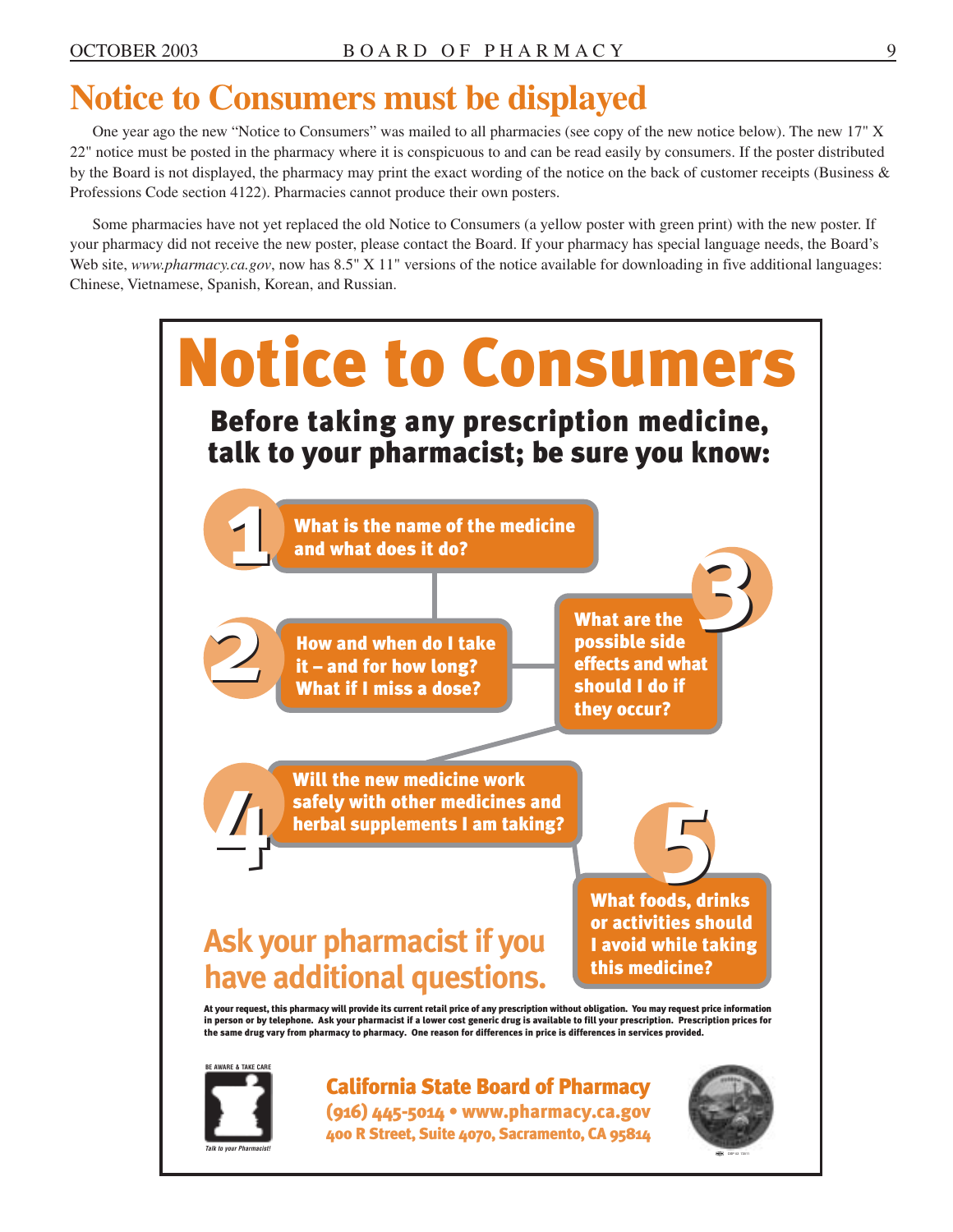# Notice to Consumers must be displayed

One year ago the new "Notice to Consumers" was mailed to all pharmacies (see copy of the new notice below). The new 17" X 22" notice must be posted in the pharmacy where it is conspicuous to and can be read easily by consumers. If the poster distributed by the Board is not displayed, the pharmacy may print the exact wording of the notice on the back of customer receipts (Business & Professions Code section 4122). Pharmacies cannot produce their own posters.

Some pharmacies have not yet replaced the old Notice to Consumers (a yellow poster with green print) with the new poster. If your pharmacy did not receive the new poster, please contact the Board. If your pharmacy has special language needs, the Board's Web site, *www.pharmacy.ca.gov*, now has 8.5" X 11" versions of the notice available for downloading in five additional languages: Chinese, Vietnamese, Spanish, Korean, and Russian.

## Notice to Consumers

**Before taking any prescription medicine, talk to your pharmacist; be sure you know:**

1. What is the name of the medicine and what does it do?
2. How and when do I take it – and for how long? What if I miss a dose?
3. What are the possible side effects and what should I do if they occur?
4. Will the new medicine work safely with other medicines and herbal supplements I am taking?
5. What foods, drinks or activities should I avoid while taking this medicine?

**Ask your pharmacist if you have additional questions.**

At your request, this pharmacy will provide its current retail price of any prescription without obligation. You may request price information in person or by telephone. Ask your pharmacist if a lower cost generic drug is available to fill your prescription. Prescription prices for the same drug vary from pharmacy to pharmacy. One reason for differences in price is differences in services provided.

BE AWARE & TAKE CARE

Talk to your Pharmacist!

**California State Board of Pharmacy**
(916) 445-5014 • www.pharmacy.ca.gov
400 R Street, Suite 4070, Sacramento, CA 95814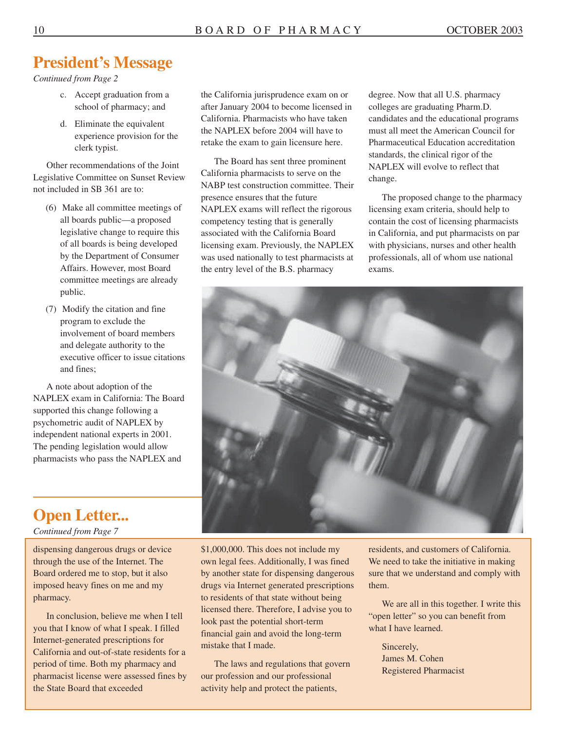## President's Message

*Continued from Page 2*

c. Accept graduation from a school of pharmacy; and

d. Eliminate the equivalent experience provision for the clerk typist.

Other recommendations of the Joint Legislative Committee on Sunset Review not included in SB 361 are to:

(6) Make all committee meetings of all boards public—a proposed legislative change to require this of all boards is being developed by the Department of Consumer Affairs. However, most Board committee meetings are already public.

(7) Modify the citation and fine program to exclude the involvement of board members and delegate authority to the executive officer to issue citations and fines;

A note about adoption of the NAPLEX exam in California: The Board supported this change following a psychometric audit of NAPLEX by independent national experts in 2001. The pending legislation would allow pharmacists who pass the NAPLEX and the California jurisprudence exam on or after January 2004 to become licensed in California. Pharmacists who have taken the NAPLEX before 2004 will have to retake the exam to gain licensure here.

The Board has sent three prominent California pharmacists to serve on the NABP test construction committee. Their presence ensures that the future NAPLEX exams will reflect the rigorous competency testing that is generally associated with the California Board licensing exam. Previously, the NAPLEX was used nationally to test pharmacists at the entry level of the B.S. pharmacy degree. Now that all U.S. pharmacy colleges are graduating Pharm.D. candidates and the educational programs must all meet the American Council for Pharmaceutical Education accreditation standards, the clinical rigor of the NAPLEX will evolve to reflect that change.

The proposed change to the pharmacy licensing exam criteria, should help to contain the cost of licensing pharmacists in California, and put pharmacists on par with physicians, nurses and other health professionals, all of whom use national exams.

## Open Letter...

*Continued from Page 7*

dispensing dangerous drugs or device through the use of the Internet. The Board ordered me to stop, but it also imposed heavy fines on me and my pharmacy.

In conclusion, believe me when I tell you that I know of what I speak. I filled Internet-generated prescriptions for California and out-of-state residents for a period of time. Both my pharmacy and pharmacist license were assessed fines by the State Board that exceeded $1,000,000. This does not include my own legal fees. Additionally, I was fined by another state for dispensing dangerous drugs via Internet generated prescriptions to residents of that state without being licensed there. Therefore, I advise you to look past the potential short-term financial gain and avoid the long-term mistake that I made.

The laws and regulations that govern our profession and our professional activity help and protect the patients, residents, and customers of California. We need to take the initiative in making sure that we understand and comply with them.

We are all in this together. I write this "open letter" so you can benefit from what I have learned.

Sincerely,
James M. Cohen
Registered Pharmacist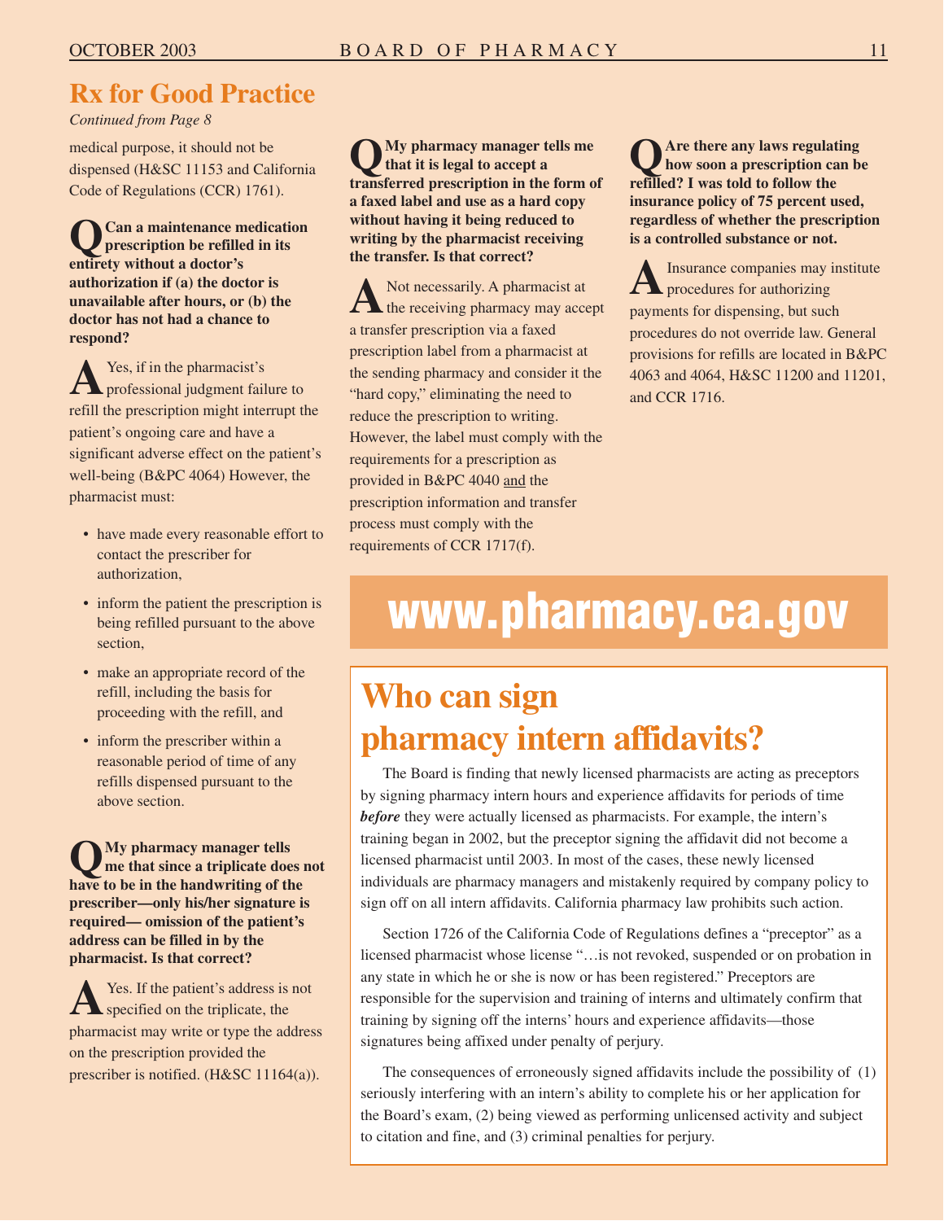## Rx for Good Practice

*Continued from Page 8*

medical purpose, it should not be dispensed (H&SC 11153 and California Code of Regulations (CCR) 1761).

**Q Can a maintenance medication prescription be refilled in its entirety without a doctor's authorization if (a) the doctor is unavailable after hours, or (b) the doctor has not had a chance to respond?**

A Yes, if in the pharmacist's professional judgment failure to refill the prescription might interrupt the patient's ongoing care and have a significant adverse effect on the patient's well-being (B&PC 4064) However, the pharmacist must:

- have made every reasonable effort to contact the prescriber for authorization,
- inform the patient the prescription is being refilled pursuant to the above section,
- make an appropriate record of the refill, including the basis for proceeding with the refill, and
- inform the prescriber within a reasonable period of time of any refills dispensed pursuant to the above section.

**Q My pharmacy manager tells me that since a triplicate does not have to be in the handwriting of the prescriber—only his/her signature is required— omission of the patient's address can be filled in by the pharmacist. Is that correct?**

A Yes. If the patient's address is not specified on the triplicate, the pharmacist may write or type the address on the prescription provided the prescriber is notified. (H&SC 11164(a)).

**Q My pharmacy manager tells me that it is legal to accept a transferred prescription in the form of a faxed label and use as a hard copy without having it being reduced to writing by the pharmacist receiving the transfer. Is that correct?**

A Not necessarily. A pharmacist at the receiving pharmacy may accept a transfer prescription via a faxed prescription label from a pharmacist at the sending pharmacy and consider it the "hard copy," eliminating the need to reduce the prescription to writing. However, the label must comply with the requirements for a prescription as provided in B&PC 4040 and the prescription information and transfer process must comply with the requirements of CCR 1717(f).

**Q Are there any laws regulating how soon a prescription can be refilled? I was told to follow the insurance policy of 75 percent used, regardless of whether the prescription is a controlled substance or not.**

A Insurance companies may institute procedures for authorizing payments for dispensing, but such procedures do not override law. General provisions for refills are located in B&PC 4063 and 4064, H&SC 11200 and 11201, and CCR 1716.

**www.pharmacy.ca.gov**

## Who can sign pharmacy intern affidavits?

The Board is finding that newly licensed pharmacists are acting as preceptors by signing pharmacy intern hours and experience affidavits for periods of time ***before*** they were actually licensed as pharmacists. For example, the intern's training began in 2002, but the preceptor signing the affidavit did not become a licensed pharmacist until 2003. In most of the cases, these newly licensed individuals are pharmacy managers and mistakenly required by company policy to sign off on all intern affidavits. California pharmacy law prohibits such action.

Section 1726 of the California Code of Regulations defines a "preceptor" as a licensed pharmacist whose license "…is not revoked, suspended or on probation in any state in which he or she is now or has been registered." Preceptors are responsible for the supervision and training of interns and ultimately confirm that training by signing off the interns' hours and experience affidavits—those signatures being affixed under penalty of perjury.

The consequences of erroneously signed affidavits include the possibility of (1) seriously interfering with an intern's ability to complete his or her application for the Board's exam, (2) being viewed as performing unlicensed activity and subject to citation and fine, and (3) criminal penalties for perjury.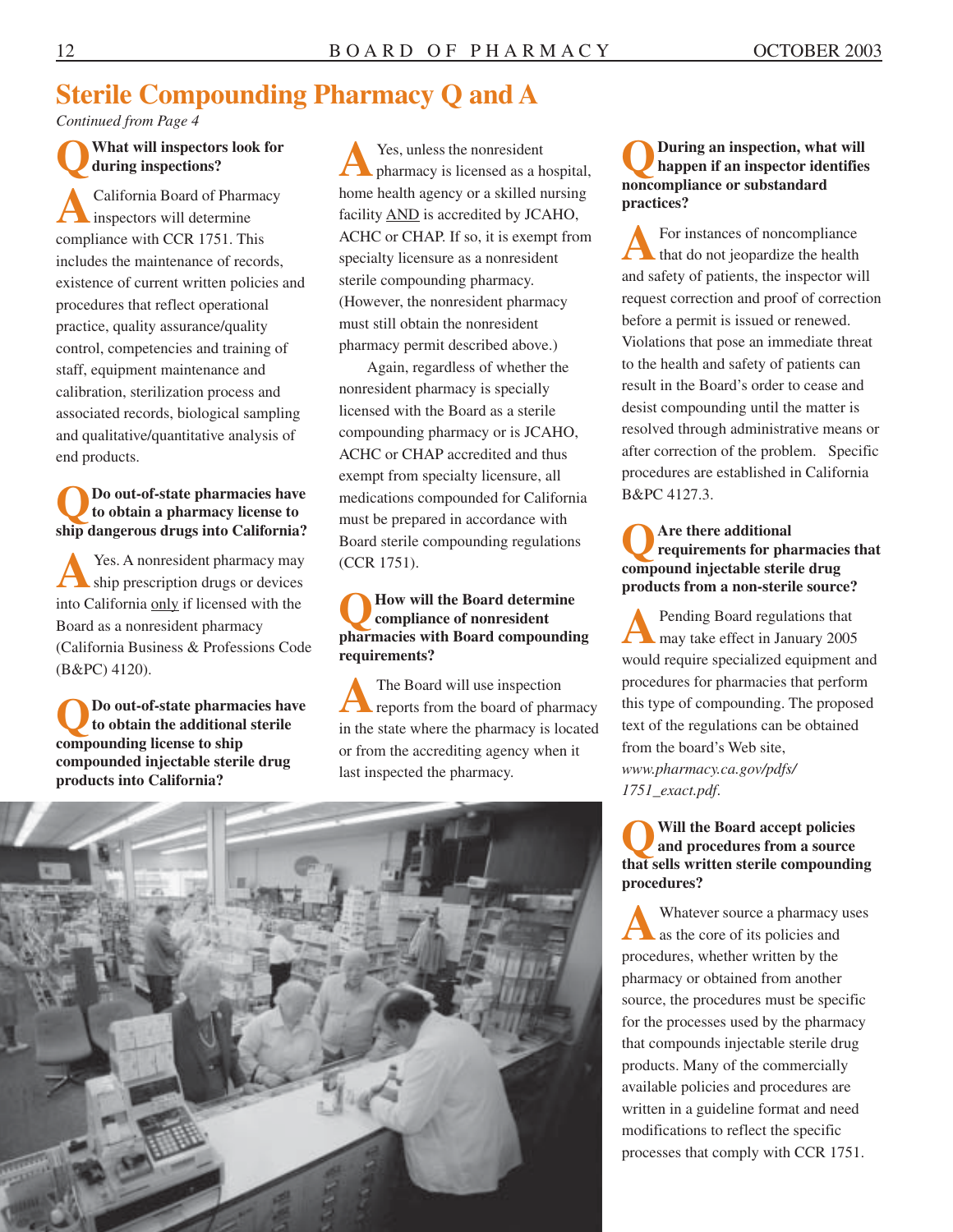## Sterile Compounding Pharmacy Q and A

*Continued from Page 4*

**Q What will inspectors look for during inspections?**

**A** California Board of Pharmacy inspectors will determine compliance with CCR 1751. This includes the maintenance of records, existence of current written policies and procedures that reflect operational practice, quality assurance/quality control, competencies and training of staff, equipment maintenance and calibration, sterilization process and associated records, biological sampling and qualitative/quantitative analysis of end products.

**Q Do out-of-state pharmacies have to obtain a pharmacy license to ship dangerous drugs into California?**

**A** Yes. A nonresident pharmacy may ship prescription drugs or devices into California only if licensed with the Board as a nonresident pharmacy (California Business & Professions Code (B&PC) 4120).

**Q Do out-of-state pharmacies have to obtain the additional sterile compounding license to ship compounded injectable sterile drug products into California?**

**A** Yes, unless the nonresident pharmacy is licensed as a hospital, home health agency or a skilled nursing facility AND is accredited by JCAHO, ACHC or CHAP. If so, it is exempt from specialty licensure as a nonresident sterile compounding pharmacy. (However, the nonresident pharmacy must still obtain the nonresident pharmacy permit described above.)

Again, regardless of whether the nonresident pharmacy is specially licensed with the Board as a sterile compounding pharmacy or is JCAHO, ACHC or CHAP accredited and thus exempt from specialty licensure, all medications compounded for California must be prepared in accordance with Board sterile compounding regulations (CCR 1751).

**Q How will the Board determine compliance of nonresident pharmacies with Board compounding requirements?**

**A** The Board will use inspection reports from the board of pharmacy in the state where the pharmacy is located or from the accrediting agency when it last inspected the pharmacy.

**Q During an inspection, what will happen if an inspector identifies noncompliance or substandard practices?**

**A** For instances of noncompliance that do not jeopardize the health and safety of patients, the inspector will request correction and proof of correction before a permit is issued or renewed. Violations that pose an immediate threat to the health and safety of patients can result in the Board's order to cease and desist compounding until the matter is resolved through administrative means or after correction of the problem. Specific procedures are established in California B&PC 4127.3.

**Q Are there additional requirements for pharmacies that compound injectable sterile drug products from a non-sterile source?**

**A** Pending Board regulations that may take effect in January 2005 would require specialized equipment and procedures for pharmacies that perform this type of compounding. The proposed text of the regulations can be obtained from the board's Web site, *www.pharmacy.ca.gov/pdfs/1751_exact.pdf*.

**Q Will the Board accept policies and procedures from a source that sells written sterile compounding procedures?**

**A** Whatever source a pharmacy uses as the core of its policies and procedures, whether written by the pharmacy or obtained from another source, the procedures must be specific for the processes used by the pharmacy that compounds injectable sterile drug products. Many of the commercially available policies and procedures are written in a guideline format and need modifications to reflect the specific processes that comply with CCR 1751.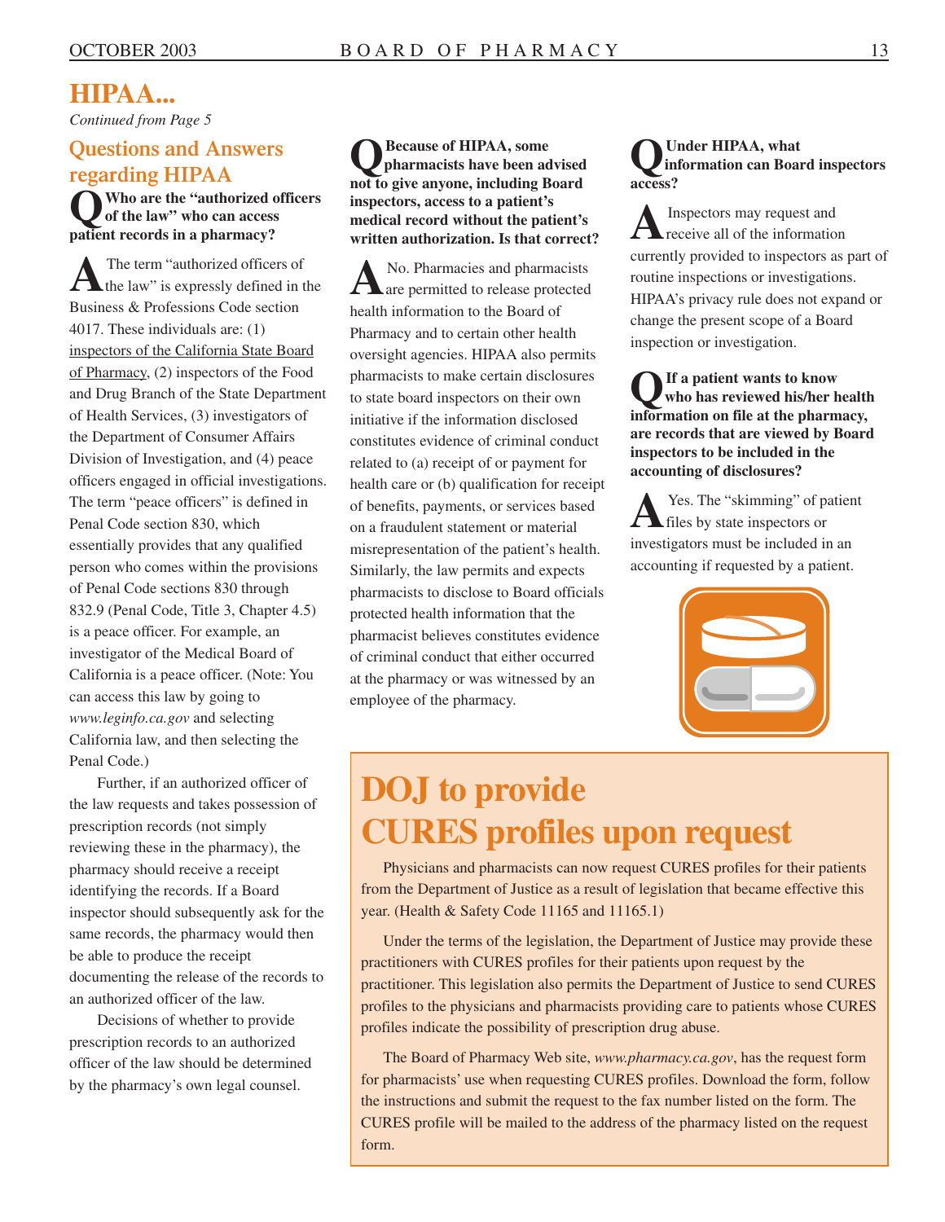# HIPAA...

*Continued from Page 5*

## Questions and Answers regarding HIPAA

**Q Who are the "authorized officers of the law" who can access patient records in a pharmacy?**

**A** The term "authorized officers of the law" is expressly defined in the Business & Professions Code section 4017. These individuals are: (1) inspectors of the California State Board of Pharmacy, (2) inspectors of the Food and Drug Branch of the State Department of Health Services, (3) investigators of the Department of Consumer Affairs Division of Investigation, and (4) peace officers engaged in official investigations. The term "peace officers" is defined in Penal Code section 830, which essentially provides that any qualified person who comes within the provisions of Penal Code sections 830 through 832.9 (Penal Code, Title 3, Chapter 4.5) is a peace officer. For example, an investigator of the Medical Board of California is a peace officer. (Note: You can access this law by going to *www.leginfo.ca.gov* and selecting California law, and then selecting the Penal Code.)

Further, if an authorized officer of the law requests and takes possession of prescription records (not simply reviewing these in the pharmacy), the pharmacy should receive a receipt identifying the records. If a Board inspector should subsequently ask for the same records, the pharmacy would then be able to produce the receipt documenting the release of the records to an authorized officer of the law.

Decisions of whether to provide prescription records to an authorized officer of the law should be determined by the pharmacy's own legal counsel.

**Q Because of HIPAA, some pharmacists have been advised not to give anyone, including Board inspectors, access to a patient's medical record without the patient's written authorization. Is that correct?**

**A** No. Pharmacies and pharmacists are permitted to release protected health information to the Board of Pharmacy and to certain other health oversight agencies. HIPAA also permits pharmacists to make certain disclosures to state board inspectors on their own initiative if the information disclosed constitutes evidence of criminal conduct related to (a) receipt of or payment for health care or (b) qualification for receipt of benefits, payments, or services based on a fraudulent statement or material misrepresentation of the patient's health. Similarly, the law permits and expects pharmacists to disclose to Board officials protected health information that the pharmacist believes constitutes evidence of criminal conduct that either occurred at the pharmacy or was witnessed by an employee of the pharmacy.

**Q Under HIPAA, what information can Board inspectors access?**

**A** Inspectors may request and receive all of the information currently provided to inspectors as part of routine inspections or investigations. HIPAA's privacy rule does not expand or change the present scope of a Board inspection or investigation.

**Q If a patient wants to know who has reviewed his/her health information on file at the pharmacy, are records that are viewed by Board inspectors to be included in the accounting of disclosures?**

**A** Yes. The "skimming" of patient files by state inspectors or investigators must be included in an accounting if requested by a patient.

# DOJ to provide CURES profiles upon request

Physicians and pharmacists can now request CURES profiles for their patients from the Department of Justice as a result of legislation that became effective this year. (Health & Safety Code 11165 and 11165.1)

Under the terms of the legislation, the Department of Justice may provide these practitioners with CURES profiles for their patients upon request by the practitioner. This legislation also permits the Department of Justice to send CURES profiles to the physicians and pharmacists providing care to patients whose CURES profiles indicate the possibility of prescription drug abuse.

The Board of Pharmacy Web site, *www.pharmacy.ca.gov*, has the request form for pharmacists' use when requesting CURES profiles. Download the form, follow the instructions and submit the request to the fax number listed on the form. The CURES profile will be mailed to the address of the pharmacy listed on the request form.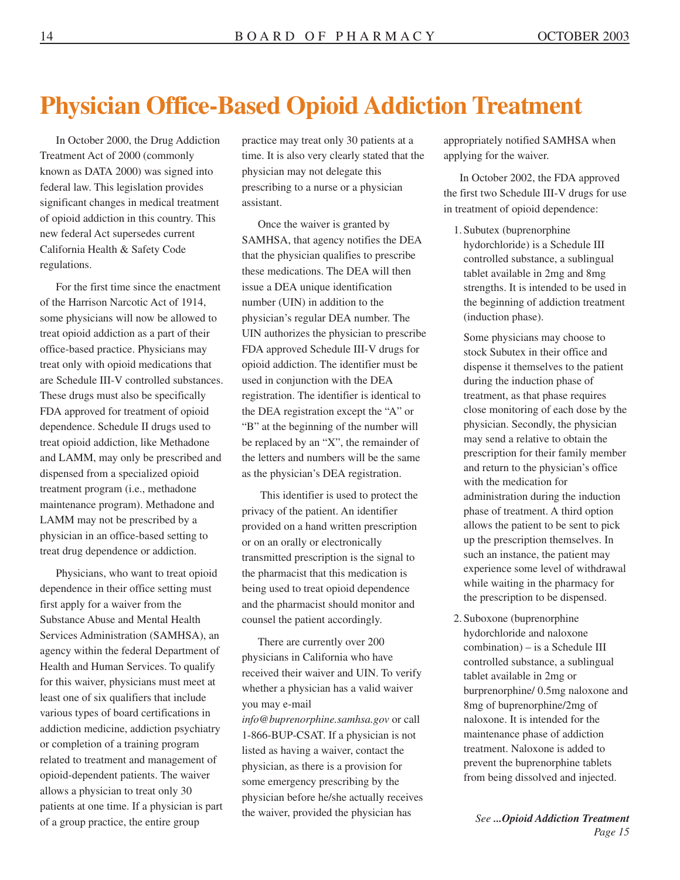# Physician Office-Based Opioid Addiction Treatment

In October 2000, the Drug Addiction Treatment Act of 2000 (commonly known as DATA 2000) was signed into federal law. This legislation provides significant changes in medical treatment of opioid addiction in this country. This new federal Act supersedes current California Health & Safety Code regulations.

For the first time since the enactment of the Harrison Narcotic Act of 1914, some physicians will now be allowed to treat opioid addiction as a part of their office-based practice. Physicians may treat only with opioid medications that are Schedule III-V controlled substances. These drugs must also be specifically FDA approved for treatment of opioid dependence. Schedule II drugs used to treat opioid addiction, like Methadone and LAMM, may only be prescribed and dispensed from a specialized opioid treatment program (i.e., methadone maintenance program). Methadone and LAMM may not be prescribed by a physician in an office-based setting to treat drug dependence or addiction.

Physicians, who want to treat opioid dependence in their office setting must first apply for a waiver from the Substance Abuse and Mental Health Services Administration (SAMHSA), an agency within the federal Department of Health and Human Services. To qualify for this waiver, physicians must meet at least one of six qualifiers that include various types of board certifications in addiction medicine, addiction psychiatry or completion of a training program related to treatment and management of opioid-dependent patients. The waiver allows a physician to treat only 30 patients at one time. If a physician is part of a group practice, the entire group practice may treat only 30 patients at a time. It is also very clearly stated that the physician may not delegate this prescribing to a nurse or a physician assistant.

Once the waiver is granted by SAMHSA, that agency notifies the DEA that the physician qualifies to prescribe these medications. The DEA will then issue a DEA unique identification number (UIN) in addition to the physician's regular DEA number. The UIN authorizes the physician to prescribe FDA approved Schedule III-V drugs for opioid addiction. The identifier must be used in conjunction with the DEA registration. The identifier is identical to the DEA registration except the "A" or "B" at the beginning of the number will be replaced by an "X", the remainder of the letters and numbers will be the same as the physician's DEA registration.

This identifier is used to protect the privacy of the patient. An identifier provided on a hand written prescription or on an orally or electronically transmitted prescription is the signal to the pharmacist that this medication is being used to treat opioid dependence and the pharmacist should monitor and counsel the patient accordingly.

There are currently over 200 physicians in California who have received their waiver and UIN. To verify whether a physician has a valid waiver you may e-mail *info@buprenorphine.samhsa.gov* or call 1-866-BUP-CSAT. If a physician is not listed as having a waiver, contact the physician, as there is a provision for some emergency prescribing by the physician before he/she actually receives the waiver, provided the physician has appropriately notified SAMHSA when applying for the waiver.

In October 2002, the FDA approved the first two Schedule III-V drugs for use in treatment of opioid dependence:

1. Subutex (buprenorphine hydorchloride) is a Schedule III controlled substance, a sublingual tablet available in 2mg and 8mg strengths. It is intended to be used in the beginning of addiction treatment (induction phase).

   Some physicians may choose to stock Subutex in their office and dispense it themselves to the patient during the induction phase of treatment, as that phase requires close monitoring of each dose by the physician. Secondly, the physician may send a relative to obtain the prescription for their family member and return to the physician's office with the medication for administration during the induction phase of treatment. A third option allows the patient to be sent to pick up the prescription themselves. In such an instance, the patient may experience some level of withdrawal while waiting in the pharmacy for the prescription to be dispensed.

2. Suboxone (buprenorphine hydrochloride and naloxone combination) – is a Schedule III controlled substance, a sublingual tablet available in 2mg or burprenorphine/ 0.5mg naloxone and 8mg of buprenorphine/2mg of naloxone. It is intended for the maintenance phase of addiction treatment. Naloxone is added to prevent the buprenorphine tablets from being dissolved and injected.

*See **...Opioid Addiction Treatment** Page 15*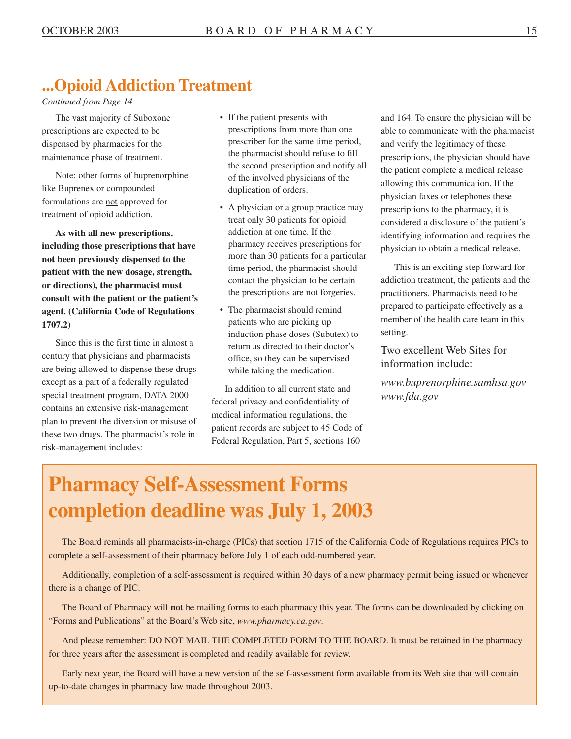## ...Opioid Addiction Treatment

*Continued from Page 14*

The vast majority of Suboxone prescriptions are expected to be dispensed by pharmacies for the maintenance phase of treatment.

Note: other forms of buprenorphine like Buprenex or compounded formulations are not approved for treatment of opioid addiction.

**As with all new prescriptions, including those prescriptions that have not been previously dispensed to the patient with the new dosage, strength, or directions), the pharmacist must consult with the patient or the patient's agent. (California Code of Regulations 1707.2)**

Since this is the first time in almost a century that physicians and pharmacists are being allowed to dispense these drugs except as a part of a federally regulated special treatment program, DATA 2000 contains an extensive risk-management plan to prevent the diversion or misuse of these two drugs. The pharmacist's role in risk-management includes:

- If the patient presents with prescriptions from more than one prescriber for the same time period, the pharmacist should refuse to fill the second prescription and notify all of the involved physicians of the duplication of orders.
- A physician or a group practice may treat only 30 patients for opioid addiction at one time. If the pharmacy receives prescriptions for more than 30 patients for a particular time period, the pharmacist should contact the physician to be certain the prescriptions are not forgeries.
- The pharmacist should remind patients who are picking up induction phase doses (Subutex) to return as directed to their doctor's office, so they can be supervised while taking the medication.

In addition to all current state and federal privacy and confidentiality of medical information regulations, the patient records are subject to 45 Code of Federal Regulation, Part 5, sections 160 and 164. To ensure the physician will be able to communicate with the pharmacist and verify the legitimacy of these prescriptions, the physician should have the patient complete a medical release allowing this communication. If the physician faxes or telephones these prescriptions to the pharmacy, it is considered a disclosure of the patient's identifying information and requires the physician to obtain a medical release.

This is an exciting step forward for addiction treatment, the patients and the practitioners. Pharmacists need to be prepared to participate effectively as a member of the health care team in this setting.

Two excellent Web Sites for information include:

*www.buprenorphine.samhsa.gov*
*www.fda.gov*

## Pharmacy Self-Assessment Forms completion deadline was July 1, 2003

The Board reminds all pharmacists-in-charge (PICs) that section 1715 of the California Code of Regulations requires PICs to complete a self-assessment of their pharmacy before July 1 of each odd-numbered year.

Additionally, completion of a self-assessment is required within 30 days of a new pharmacy permit being issued or whenever there is a change of PIC.

The Board of Pharmacy will **not** be mailing forms to each pharmacy this year. The forms can be downloaded by clicking on "Forms and Publications" at the Board's Web site, *www.pharmacy.ca.gov*.

And please remember: DO NOT MAIL THE COMPLETED FORM TO THE BOARD. It must be retained in the pharmacy for three years after the assessment is completed and readily available for review.

Early next year, the Board will have a new version of the self-assessment form available from its Web site that will contain up-to-date changes in pharmacy law made throughout 2003.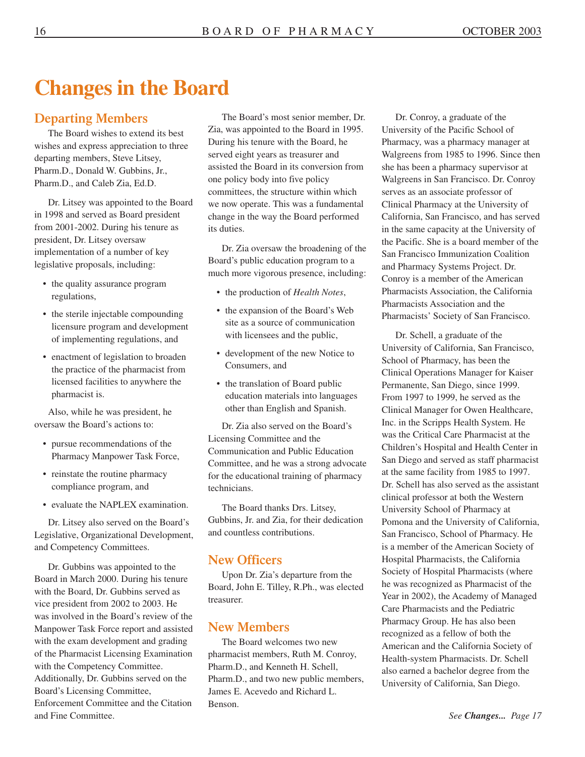# Changes in the Board

## Departing Members

The Board wishes to extend its best wishes and express appreciation to three departing members, Steve Litsey, Pharm.D., Donald W. Gubbins, Jr., Pharm.D., and Caleb Zia, Ed.D.

Dr. Litsey was appointed to the Board in 1998 and served as Board president from 2001-2002. During his tenure as president, Dr. Litsey oversaw implementation of a number of key legislative proposals, including:

- the quality assurance program regulations,
- the sterile injectable compounding licensure program and development of implementing regulations, and
- enactment of legislation to broaden the practice of the pharmacist from licensed facilities to anywhere the pharmacist is.

Also, while he was president, he oversaw the Board's actions to:

- pursue recommendations of the Pharmacy Manpower Task Force,
- reinstate the routine pharmacy compliance program, and
- evaluate the NAPLEX examination.

Dr. Litsey also served on the Board's Legislative, Organizational Development, and Competency Committees.

Dr. Gubbins was appointed to the Board in March 2000. During his tenure with the Board, Dr. Gubbins served as vice president from 2002 to 2003. He was involved in the Board's review of the Manpower Task Force report and assisted with the exam development and grading of the Pharmacist Licensing Examination with the Competency Committee. Additionally, Dr. Gubbins served on the Board's Licensing Committee, Enforcement Committee and the Citation and Fine Committee.

The Board's most senior member, Dr. Zia, was appointed to the Board in 1995. During his tenure with the Board, he served eight years as treasurer and assisted the Board in its conversion from one policy body into five policy committees, the structure within which we now operate. This was a fundamental change in the way the Board performed its duties.

Dr. Zia oversaw the broadening of the Board's public education program to a much more vigorous presence, including:

- the production of *Health Notes*,
- the expansion of the Board's Web site as a source of communication with licensees and the public,
- development of the new Notice to Consumers, and
- the translation of Board public education materials into languages other than English and Spanish.

Dr. Zia also served on the Board's Licensing Committee and the Communication and Public Education Committee, and he was a strong advocate for the educational training of pharmacy technicians.

The Board thanks Drs. Litsey, Gubbins, Jr. and Zia, for their dedication and countless contributions.

## New Officers

Upon Dr. Zia's departure from the Board, John E. Tilley, R.Ph., was elected treasurer.

## New Members

The Board welcomes two new pharmacist members, Ruth M. Conroy, Pharm.D., and Kenneth H. Schell, Pharm.D., and two new public members, James E. Acevedo and Richard L. Benson.

Dr. Conroy, a graduate of the University of the Pacific School of Pharmacy, was a pharmacy manager at Walgreens from 1985 to 1996. Since then she has been a pharmacy supervisor at Walgreens in San Francisco. Dr. Conroy serves as an associate professor of Clinical Pharmacy at the University of California, San Francisco, and has served in the same capacity at the University of the Pacific. She is a board member of the San Francisco Immunization Coalition and Pharmacy Systems Project. Dr. Conroy is a member of the American Pharmacists Association, the California Pharmacists Association and the Pharmacists' Society of San Francisco.

Dr. Schell, a graduate of the University of California, San Francisco, School of Pharmacy, has been the Clinical Operations Manager for Kaiser Permanente, San Diego, since 1999. From 1997 to 1999, he served as the Clinical Manager for Owen Healthcare, Inc. in the Scripps Health System. He was the Critical Care Pharmacist at the Children's Hospital and Health Center in San Diego and served as staff pharmacist at the same facility from 1985 to 1997. Dr. Schell has also served as the assistant clinical professor at both the Western University School of Pharmacy at Pomona and the University of California, San Francisco, School of Pharmacy. He is a member of the American Society of Hospital Pharmacists, the California Society of Hospital Pharmacists (where he was recognized as Pharmacist of the Year in 2002), the Academy of Managed Care Pharmacists and the Pediatric Pharmacy Group. He has also been recognized as a fellow of both the American and the California Society of Health-system Pharmacists. Dr. Schell also earned a bachelor degree from the University of California, San Diego.

*See **Changes...** Page 17*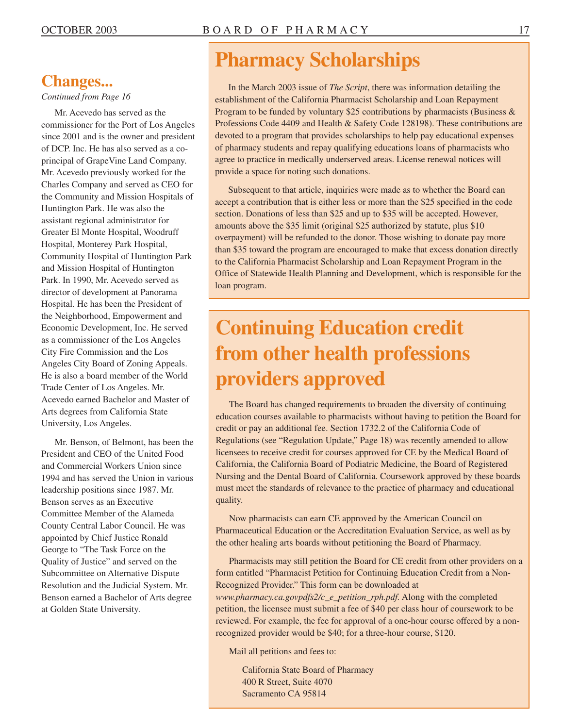## Changes...

*Continued from Page 16*

Mr. Acevedo has served as the commissioner for the Port of Los Angeles since 2001 and is the owner and president of DCP. Inc. He has also served as a co-principal of GrapeVine Land Company. Mr. Acevedo previously worked for the Charles Company and served as CEO for the Community and Mission Hospitals of Huntington Park. He was also the assistant regional administrator for Greater El Monte Hospital, Woodruff Hospital, Monterey Park Hospital, Community Hospital of Huntington Park and Mission Hospital of Huntington Park. In 1990, Mr. Acevedo served as director of development at Panorama Hospital. He has been the President of the Neighborhood, Empowerment and Economic Development, Inc. He served as a commissioner of the Los Angeles City Fire Commission and the Los Angeles City Board of Zoning Appeals. He is also a board member of the World Trade Center of Los Angeles. Mr. Acevedo earned Bachelor and Master of Arts degrees from California State University, Los Angeles.

Mr. Benson, of Belmont, has been the President and CEO of the United Food and Commercial Workers Union since 1994 and has served the Union in various leadership positions since 1987. Mr. Benson serves as an Executive Committee Member of the Alameda County Central Labor Council. He was appointed by Chief Justice Ronald George to "The Task Force on the Quality of Justice" and served on the Subcommittee on Alternative Dispute Resolution and the Judicial System. Mr. Benson earned a Bachelor of Arts degree at Golden State University.

# Pharmacy Scholarships

In the March 2003 issue of *The Script*, there was information detailing the establishment of the California Pharmacist Scholarship and Loan Repayment Program to be funded by voluntary $25 contributions by pharmacists (Business & Professions Code 4409 and Health & Safety Code 128198). These contributions are devoted to a program that provides scholarships to help pay educational expenses of pharmacy students and repay qualifying educations loans of pharmacists who agree to practice in medically underserved areas. License renewal notices will provide a space for noting such donations.

Subsequent to that article, inquiries were made as to whether the Board can accept a contribution that is either less or more than the $25 specified in the code section. Donations of less than $25 and up to $35 will be accepted. However, amounts above the $35 limit (original $25 authorized by statute, plus $10 overpayment) will be refunded to the donor. Those wishing to donate pay more than $35 toward the program are encouraged to make that excess donation directly to the California Pharmacist Scholarship and Loan Repayment Program in the Office of Statewide Health Planning and Development, which is responsible for the loan program.

# Continuing Education credit from other health professions providers approved

The Board has changed requirements to broaden the diversity of continuing education courses available to pharmacists without having to petition the Board for credit or pay an additional fee. Section 1732.2 of the California Code of Regulations (see "Regulation Update," Page 18) was recently amended to allow licensees to receive credit for courses approved for CE by the Medical Board of California, the California Board of Podiatric Medicine, the Board of Registered Nursing and the Dental Board of California. Coursework approved by these boards must meet the standards of relevance to the practice of pharmacy and educational quality.

Now pharmacists can earn CE approved by the American Council on Pharmaceutical Education or the Accreditation Evaluation Service, as well as by the other healing arts boards without petitioning the Board of Pharmacy.

Pharmacists may still petition the Board for CE credit from other providers on a form entitled "Pharmacist Petition for Continuing Education Credit from a Non-Recognized Provider." This form can be downloaded at *www.pharmacy.ca.govpdfs2/c_e_petition_rph.pdf*. Along with the completed petition, the licensee must submit a fee of $40 per class hour of coursework to be reviewed. For example, the fee for approval of a one-hour course offered by a non-recognized provider would be $40; for a three-hour course, $120.

Mail all petitions and fees to:

California State Board of Pharmacy
400 R Street, Suite 4070
Sacramento CA 95814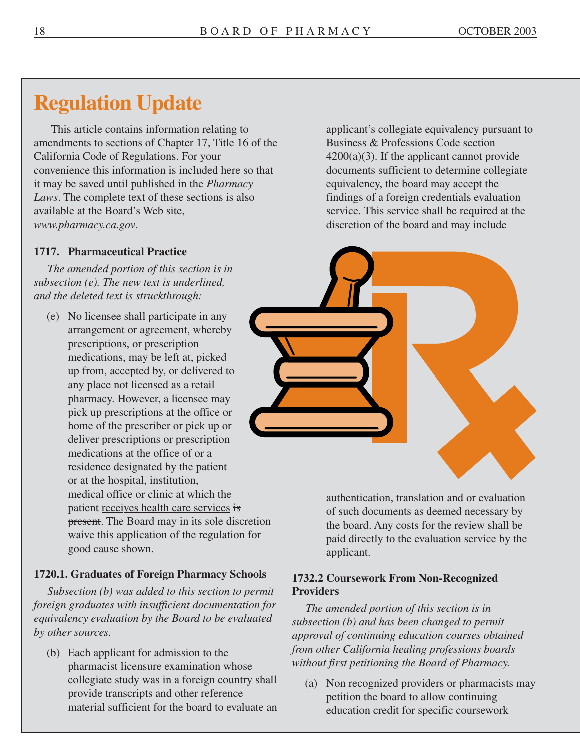## Regulation Update

This article contains information relating to amendments to sections of Chapter 17, Title 16 of the California Code of Regulations. For your convenience this information is included here so that it may be saved until published in the *Pharmacy Laws*. The complete text of these sections is also available at the Board's Web site, *www.pharmacy.ca.gov*.

### 1717. Pharmaceutical Practice

*The amended portion of this section is in subsection (e). The new text is underlined, and the deleted text is struckthrough:*

(e) No licensee shall participate in any arrangement or agreement, whereby prescriptions, or prescription medications, may be left at, picked up from, accepted by, or delivered to any place not licensed as a retail pharmacy. However, a licensee may pick up prescriptions at the office or home of the prescriber or pick up or deliver prescriptions or prescription medications at the office of or a residence designated by the patient or at the hospital, institution, medical office or clinic at which the patient <u>receives health care services</u> ~~is present~~. The Board may in its sole discretion waive this application of the regulation for good cause shown.

### 1720.1. Graduates of Foreign Pharmacy Schools

*Subsection (b) was added to this section to permit foreign graduates with insufficient documentation for equivalency evaluation by the Board to be evaluated by other sources.*

(b) Each applicant for admission to the pharmacist licensure examination whose collegiate study was in a foreign country shall provide transcripts and other reference material sufficient for the board to evaluate an applicant's collegiate equivalency pursuant to Business & Professions Code section 4200(a)(3). If the applicant cannot provide documents sufficient to determine collegiate equivalency, the board may accept the findings of a foreign credentials evaluation service. This service shall be required at the discretion of the board and may include authentication, translation and or evaluation of such documents as deemed necessary by the board. Any costs for the review shall be paid directly to the evaluation service by the applicant.

### 1732.2 Coursework From Non-Recognized Providers

*The amended portion of this section is in subsection (b) and has been changed to permit approval of continuing education courses obtained from other California healing professions boards without first petitioning the Board of Pharmacy.*

(a) Non recognized providers or pharmacists may petition the board to allow continuing education credit for specific coursework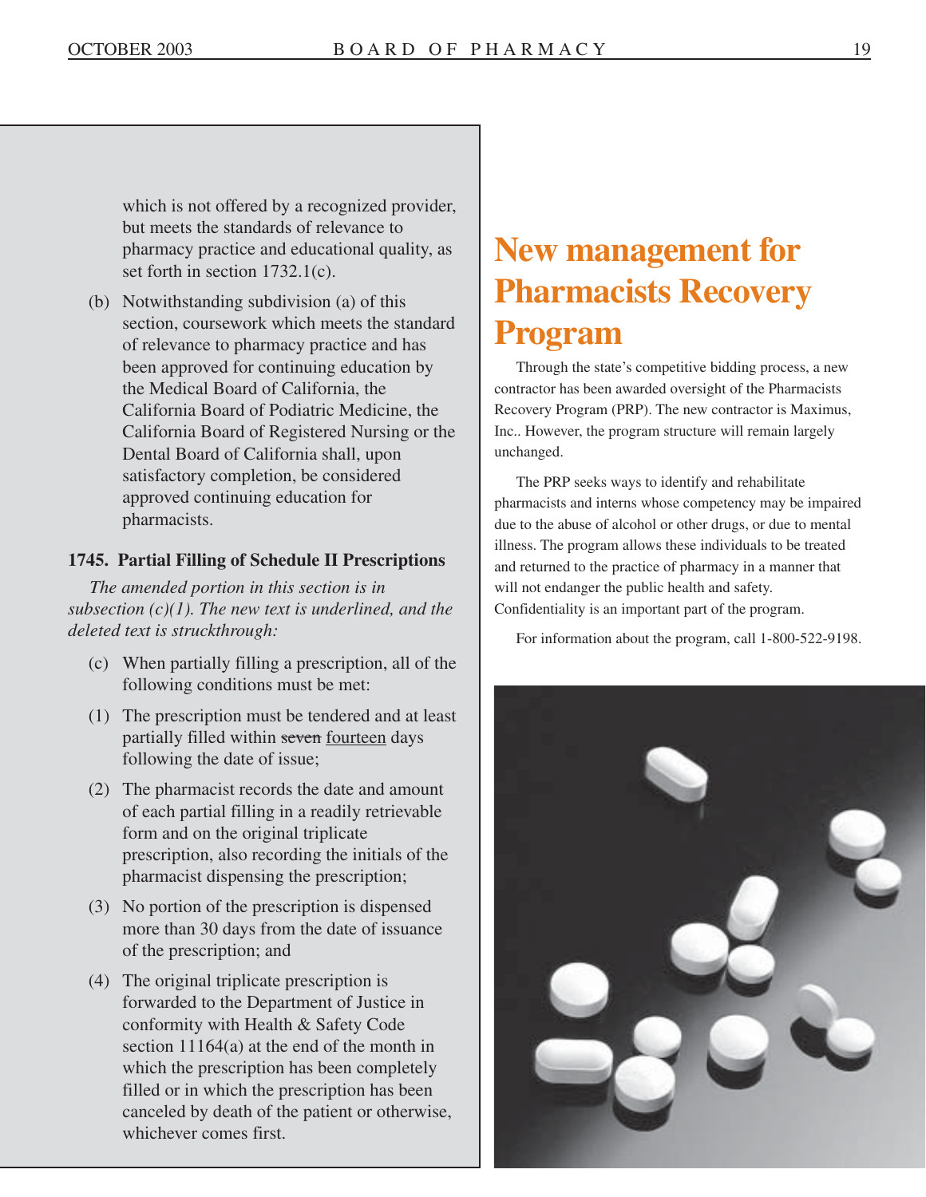which is not offered by a recognized provider, but meets the standards of relevance to pharmacy practice and educational quality, as set forth in section 1732.1(c).

(b) Notwithstanding subdivision (a) of this section, coursework which meets the standard of relevance to pharmacy practice and has been approved for continuing education by the Medical Board of California, the California Board of Podiatric Medicine, the California Board of Registered Nursing or the Dental Board of California shall, upon satisfactory completion, be considered approved continuing education for pharmacists.

**1745. Partial Filling of Schedule II Prescriptions**

*The amended portion in this section is in subsection (c)(1). The new text is underlined, and the deleted text is struckthrough:*

(c) When partially filling a prescription, all of the following conditions must be met:

(1) The prescription must be tendered and at least partially filled within ~~seven~~ <u>fourteen</u> days following the date of issue;

(2) The pharmacist records the date and amount of each partial filling in a readily retrievable form and on the original triplicate prescription, also recording the initials of the pharmacist dispensing the prescription;

(3) No portion of the prescription is dispensed more than 30 days from the date of issuance of the prescription; and

(4) The original triplicate prescription is forwarded to the Department of Justice in conformity with Health & Safety Code section 11164(a) at the end of the month in which the prescription has been completely filled or in which the prescription has been canceled by death of the patient or otherwise, whichever comes first.

# New management for Pharmacists Recovery Program

Through the state's competitive bidding process, a new contractor has been awarded oversight of the Pharmacists Recovery Program (PRP). The new contractor is Maximus, Inc.. However, the program structure will remain largely unchanged.

The PRP seeks ways to identify and rehabilitate pharmacists and interns whose competency may be impaired due to the abuse of alcohol or other drugs, or due to mental illness. The program allows these individuals to be treated and returned to the practice of pharmacy in a manner that will not endanger the public health and safety. Confidentiality is an important part of the program.

For information about the program, call 1-800-522-9198.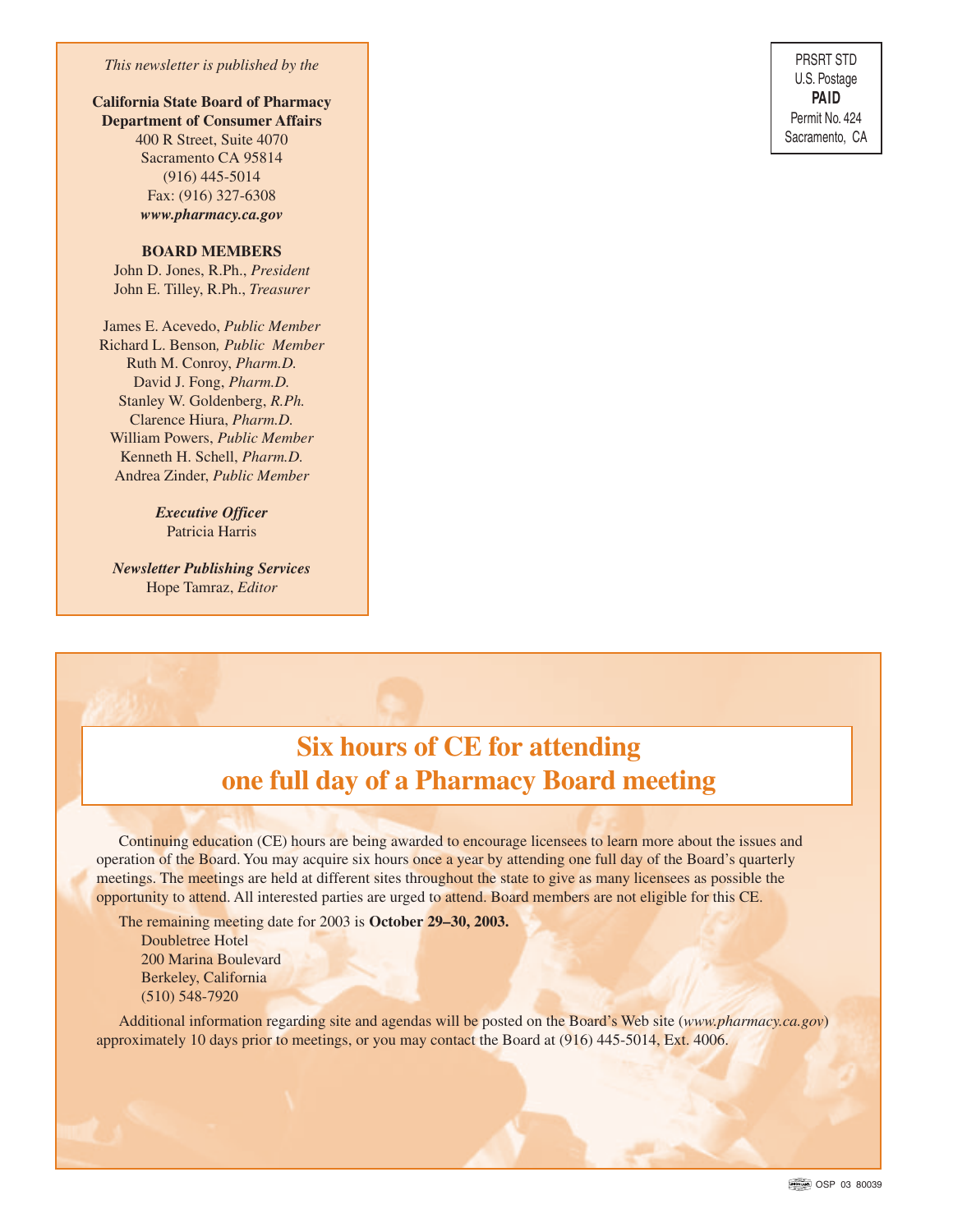*This newsletter is published by the*

**California State Board of Pharmacy**
**Department of Consumer Affairs**
400 R Street, Suite 4070
Sacramento CA 95814
(916) 445-5014
Fax: (916) 327-6308
***www.pharmacy.ca.gov***

**BOARD MEMBERS**

John D. Jones, R.Ph., *President*
John E. Tilley, R.Ph., *Treasurer*

James E. Acevedo, *Public Member*
Richard L. Benson, *Public Member*
Ruth M. Conroy, *Pharm.D.*
David J. Fong, *Pharm.D.*
Stanley W. Goldenberg, *R.Ph.*
Clarence Hiura, *Pharm.D.*
William Powers, *Public Member*
Kenneth H. Schell, *Pharm.D.*
Andrea Zinder, *Public Member*

***Executive Officer***
Patricia Harris

***Newsletter Publishing Services***
Hope Tamraz, *Editor*

PRSRT STD
U.S. Postage
**PAID**
Permit No. 424
Sacramento, CA

## Six hours of CE for attending one full day of a Pharmacy Board meeting

Continuing education (CE) hours are being awarded to encourage licensees to learn more about the issues and operation of the Board. You may acquire six hours once a year by attending one full day of the Board's quarterly meetings. The meetings are held at different sites throughout the state to give as many licensees as possible the opportunity to attend. All interested parties are urged to attend. Board members are not eligible for this CE.

The remaining meeting date for 2003 is **October 29–30, 2003.**

Doubletree Hotel
200 Marina Boulevard
Berkeley, California
(510) 548-7920

Additional information regarding site and agendas will be posted on the Board's Web site (*www.pharmacy.ca.gov*) approximately 10 days prior to meetings, or you may contact the Board at (916) 445-5014, Ext. 4006.

OSP 03 80039